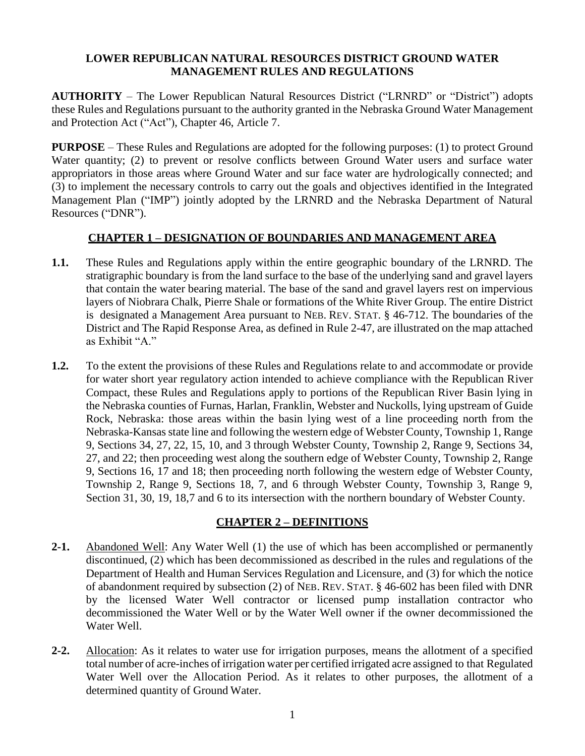# LOWER REPUBLICAN NATURAL RESOURCES DISTRICT GROUND WATER MANAGEMENT RULES AND REGULATIONS

**AUTHORITY** – The Lower Republican Natural Resources District ("LRNRD" or "District") adopts these Rules and Regulations pursuant to the authority granted in the Nebraska Ground Water Management and Protection Act ("Act"), Chapter 46, Article 7.

**PURPOSE** – These Rules and Regulations are adopted for the following purposes: (1) to protect Ground Water quantity; (2) to prevent or resolve conflicts between Ground Water users and surface water appropriators in those areas where Ground Water and sur face water are hydrologically connected; and (3) to implement the necessary controls to carry out the goals and objectives identified in the Integrated Management Plan ("IMP") jointly adopted by the LRNRD and the Nebraska Department of Natural Resources ("DNR").

## CHAPTER 1 – DESIGNATION OF BOUNDARIES AND MANAGEMENT AREA

**1.1.** These Rules and Regulations apply within the entire geographic boundary of the LRNRD. The stratigraphic boundary is from the land surface to the base of the underlying sand and gravel layers that contain the water bearing material. The base of the sand and gravel layers rest on impervious layers of Niobrara Chalk, Pierre Shale or formations of the White River Group. The entire District is designated a Management Area pursuant to NEB. REV. STAT. § 46-712. The boundaries of the District and The Rapid Response Area, as defined in Rule 2-47, are illustrated on the map attached as Exhibit "A."

**1.2.** To the extent the provisions of these Rules and Regulations relate to and accommodate or provide for water short year regulatory action intended to achieve compliance with the Republican River Compact, these Rules and Regulations apply to portions of the Republican River Basin lying in the Nebraska counties of Furnas, Harlan, Franklin, Webster and Nuckolls, lying upstream of Guide Rock, Nebraska: those areas within the basin lying west of a line proceeding north from the Nebraska-Kansas state line and following the western edge of Webster County, Township 1, Range 9, Sections 34, 27, 22, 15, 10, and 3 through Webster County, Township 2, Range 9, Sections 34, 27, and 22; then proceeding west along the southern edge of Webster County, Township 2, Range 9, Sections 16, 17 and 18; then proceeding north following the western edge of Webster County, Township 2, Range 9, Sections 18, 7, and 6 through Webster County, Township 3, Range 9, Section 31, 30, 19, 18,7 and 6 to its intersection with the northern boundary of Webster County.

## CHAPTER 2 – DEFINITIONS

**2-1.** Abandoned Well: Any Water Well (1) the use of which has been accomplished or permanently discontinued, (2) which has been decommissioned as described in the rules and regulations of the Department of Health and Human Services Regulation and Licensure, and (3) for which the notice of abandonment required by subsection (2) of NEB. REV. STAT. § 46-602 has been filed with DNR by the licensed Water Well contractor or licensed pump installation contractor who decommissioned the Water Well or by the Water Well owner if the owner decommissioned the Water Well.

**2-2.** Allocation: As it relates to water use for irrigation purposes, means the allotment of a specified total number of acre-inches of irrigation water per certified irrigated acre assigned to that Regulated Water Well over the Allocation Period. As it relates to other purposes, the allotment of a determined quantity of Ground Water.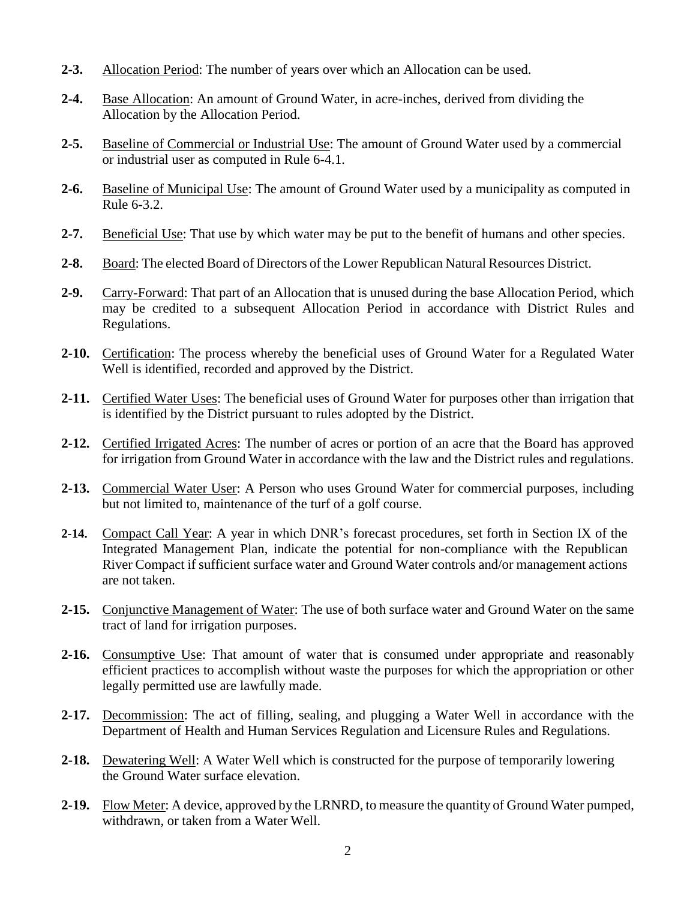**2-3.** Allocation Period: The number of years over which an Allocation can be used.

**2-4.** Base Allocation: An amount of Ground Water, in acre-inches, derived from dividing the Allocation by the Allocation Period.

**2-5.** Baseline of Commercial or Industrial Use: The amount of Ground Water used by a commercial or industrial user as computed in Rule 6-4.1.

**2-6.** Baseline of Municipal Use: The amount of Ground Water used by a municipality as computed in Rule 6-3.2.

**2-7.** Beneficial Use: That use by which water may be put to the benefit of humans and other species.

**2-8.** Board: The elected Board of Directors of the Lower Republican Natural Resources District.

**2-9.** Carry-Forward: That part of an Allocation that is unused during the base Allocation Period, which may be credited to a subsequent Allocation Period in accordance with District Rules and Regulations.

**2-10.** Certification: The process whereby the beneficial uses of Ground Water for a Regulated Water Well is identified, recorded and approved by the District.

**2-11.** Certified Water Uses: The beneficial uses of Ground Water for purposes other than irrigation that is identified by the District pursuant to rules adopted by the District.

**2-12.** Certified Irrigated Acres: The number of acres or portion of an acre that the Board has approved for irrigation from Ground Water in accordance with the law and the District rules and regulations.

**2-13.** Commercial Water User: A Person who uses Ground Water for commercial purposes, including but not limited to, maintenance of the turf of a golf course.

**2-14.** Compact Call Year: A year in which DNR's forecast procedures, set forth in Section IX of the Integrated Management Plan, indicate the potential for non-compliance with the Republican River Compact if sufficient surface water and Ground Water controls and/or management actions are not taken.

**2-15.** Conjunctive Management of Water: The use of both surface water and Ground Water on the same tract of land for irrigation purposes.

**2-16.** Consumptive Use: That amount of water that is consumed under appropriate and reasonably efficient practices to accomplish without waste the purposes for which the appropriation or other legally permitted use are lawfully made.

**2-17.** Decommission: The act of filling, sealing, and plugging a Water Well in accordance with the Department of Health and Human Services Regulation and Licensure Rules and Regulations.

**2-18.** Dewatering Well: A Water Well which is constructed for the purpose of temporarily lowering the Ground Water surface elevation.

**2-19.** Flow Meter: A device, approved by the LRNRD, to measure the quantity of Ground Water pumped, withdrawn, or taken from a Water Well.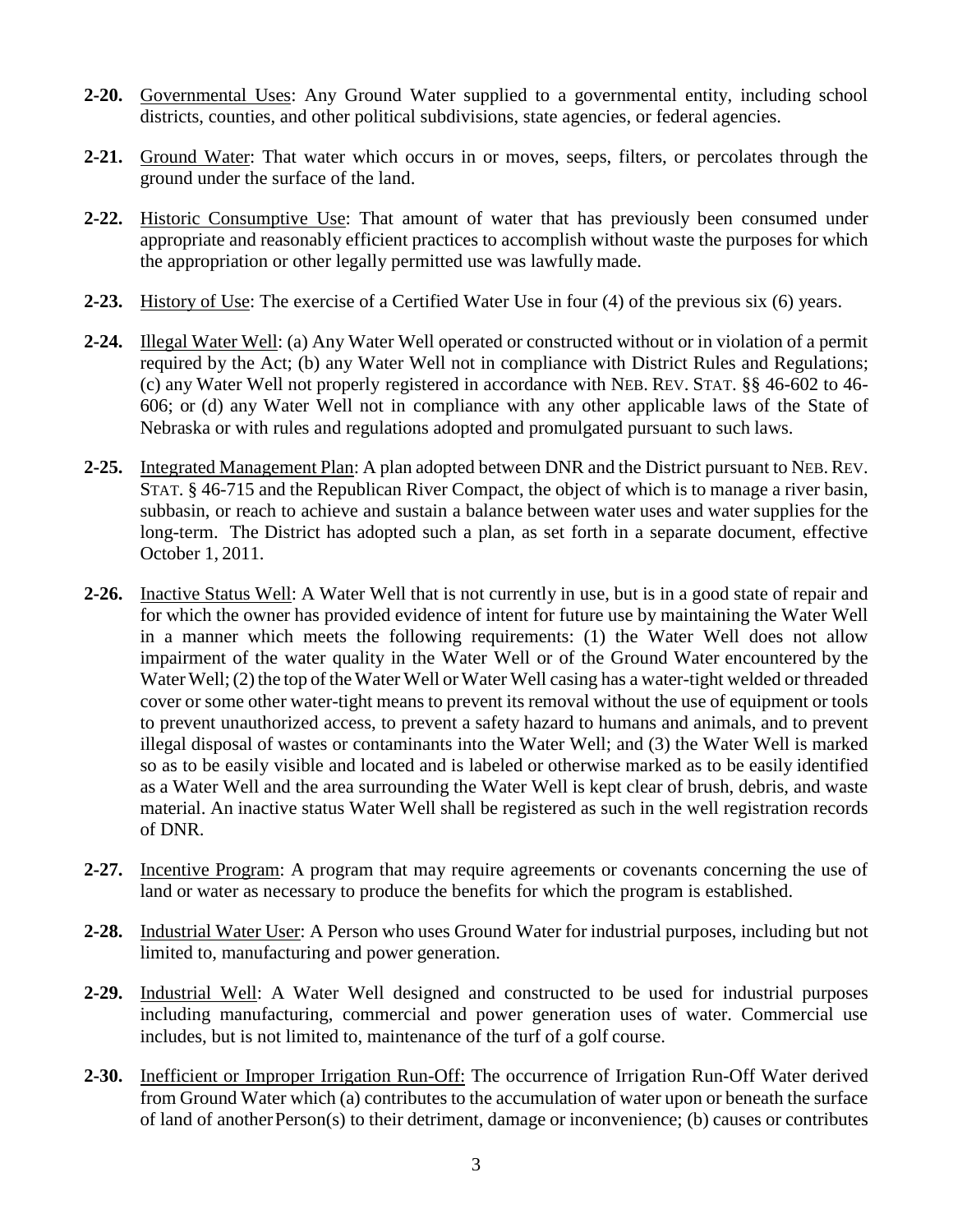**2-20.** Governmental Uses: Any Ground Water supplied to a governmental entity, including school districts, counties, and other political subdivisions, state agencies, or federal agencies.

**2-21.** Ground Water: That water which occurs in or moves, seeps, filters, or percolates through the ground under the surface of the land.

**2-22.** Historic Consumptive Use: That amount of water that has previously been consumed under appropriate and reasonably efficient practices to accomplish without waste the purposes for which the appropriation or other legally permitted use was lawfully made.

**2-23.** History of Use: The exercise of a Certified Water Use in four (4) of the previous six (6) years.

**2-24.** Illegal Water Well: (a) Any Water Well operated or constructed without or in violation of a permit required by the Act; (b) any Water Well not in compliance with District Rules and Regulations; (c) any Water Well not properly registered in accordance with NEB. REV. STAT. §§ 46-602 to 46-606; or (d) any Water Well not in compliance with any other applicable laws of the State of Nebraska or with rules and regulations adopted and promulgated pursuant to such laws.

**2-25.** Integrated Management Plan: A plan adopted between DNR and the District pursuant to NEB. REV. STAT. § 46-715 and the Republican River Compact, the object of which is to manage a river basin, subbasin, or reach to achieve and sustain a balance between water uses and water supplies for the long-term. The District has adopted such a plan, as set forth in a separate document, effective October 1, 2011.

**2-26.** Inactive Status Well: A Water Well that is not currently in use, but is in a good state of repair and for which the owner has provided evidence of intent for future use by maintaining the Water Well in a manner which meets the following requirements: (1) the Water Well does not allow impairment of the water quality in the Water Well or of the Ground Water encountered by the Water Well; (2) the top of the Water Well or Water Well casing has a water-tight welded or threaded cover or some other water-tight means to prevent its removal without the use of equipment or tools to prevent unauthorized access, to prevent a safety hazard to humans and animals, and to prevent illegal disposal of wastes or contaminants into the Water Well; and (3) the Water Well is marked so as to be easily visible and located and is labeled or otherwise marked as to be easily identified as a Water Well and the area surrounding the Water Well is kept clear of brush, debris, and waste material. An inactive status Water Well shall be registered as such in the well registration records of DNR.

**2-27.** Incentive Program: A program that may require agreements or covenants concerning the use of land or water as necessary to produce the benefits for which the program is established.

**2-28.** Industrial Water User: A Person who uses Ground Water for industrial purposes, including but not limited to, manufacturing and power generation.

**2-29.** Industrial Well: A Water Well designed and constructed to be used for industrial purposes including manufacturing, commercial and power generation uses of water. Commercial use includes, but is not limited to, maintenance of the turf of a golf course.

**2-30.** Inefficient or Improper Irrigation Run-Off: The occurrence of Irrigation Run-Off Water derived from Ground Water which (a) contributes to the accumulation of water upon or beneath the surface of land of another Person(s) to their detriment, damage or inconvenience; (b) causes or contributes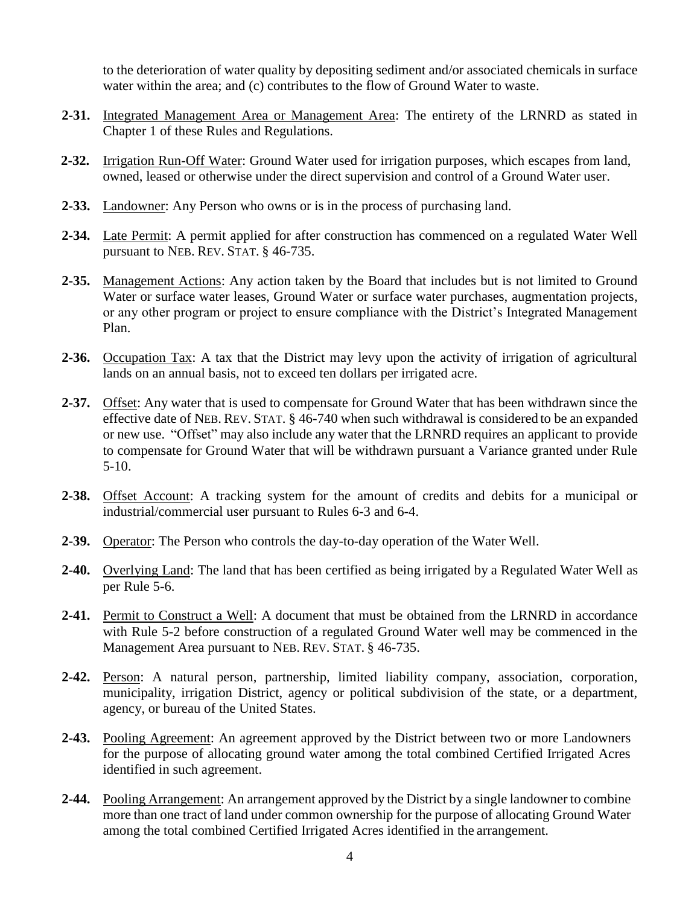to the deterioration of water quality by depositing sediment and/or associated chemicals in surface water within the area; and (c) contributes to the flow of Ground Water to waste.

**2-31.** Integrated Management Area or Management Area: The entirety of the LRNRD as stated in Chapter 1 of these Rules and Regulations.

**2-32.** Irrigation Run-Off Water: Ground Water used for irrigation purposes, which escapes from land, owned, leased or otherwise under the direct supervision and control of a Ground Water user.

**2-33.** Landowner: Any Person who owns or is in the process of purchasing land.

**2-34.** Late Permit: A permit applied for after construction has commenced on a regulated Water Well pursuant to NEB. REV. STAT. § 46-735.

**2-35.** Management Actions: Any action taken by the Board that includes but is not limited to Ground Water or surface water leases, Ground Water or surface water purchases, augmentation projects, or any other program or project to ensure compliance with the District's Integrated Management Plan.

**2-36.** Occupation Tax: A tax that the District may levy upon the activity of irrigation of agricultural lands on an annual basis, not to exceed ten dollars per irrigated acre.

**2-37.** Offset: Any water that is used to compensate for Ground Water that has been withdrawn since the effective date of NEB. REV. STAT. § 46-740 when such withdrawal is considered to be an expanded or new use. "Offset" may also include any water that the LRNRD requires an applicant to provide to compensate for Ground Water that will be withdrawn pursuant a Variance granted under Rule 5-10.

**2-38.** Offset Account: A tracking system for the amount of credits and debits for a municipal or industrial/commercial user pursuant to Rules 6-3 and 6-4.

**2-39.** Operator: The Person who controls the day-to-day operation of the Water Well.

**2-40.** Overlying Land: The land that has been certified as being irrigated by a Regulated Water Well as per Rule 5-6.

**2-41.** Permit to Construct a Well: A document that must be obtained from the LRNRD in accordance with Rule 5-2 before construction of a regulated Ground Water well may be commenced in the Management Area pursuant to NEB. REV. STAT. § 46-735.

**2-42.** Person: A natural person, partnership, limited liability company, association, corporation, municipality, irrigation District, agency or political subdivision of the state, or a department, agency, or bureau of the United States.

**2-43.** Pooling Agreement: An agreement approved by the District between two or more Landowners for the purpose of allocating ground water among the total combined Certified Irrigated Acres identified in such agreement.

**2-44.** Pooling Arrangement: An arrangement approved by the District by a single landowner to combine more than one tract of land under common ownership for the purpose of allocating Ground Water among the total combined Certified Irrigated Acres identified in the arrangement.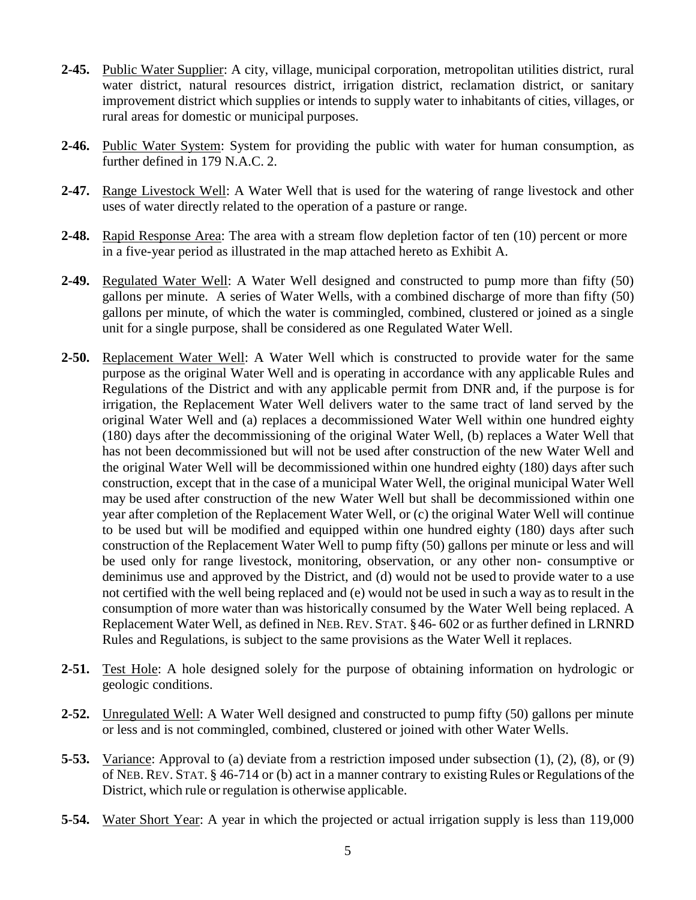**2-45.** Public Water Supplier: A city, village, municipal corporation, metropolitan utilities district, rural water district, natural resources district, irrigation district, reclamation district, or sanitary improvement district which supplies or intends to supply water to inhabitants of cities, villages, or rural areas for domestic or municipal purposes.

**2-46.** Public Water System: System for providing the public with water for human consumption, as further defined in 179 N.A.C. 2.

**2-47.** Range Livestock Well: A Water Well that is used for the watering of range livestock and other uses of water directly related to the operation of a pasture or range.

**2-48.** Rapid Response Area: The area with a stream flow depletion factor of ten (10) percent or more in a five-year period as illustrated in the map attached hereto as Exhibit A.

**2-49.** Regulated Water Well: A Water Well designed and constructed to pump more than fifty (50) gallons per minute. A series of Water Wells, with a combined discharge of more than fifty (50) gallons per minute, of which the water is commingled, combined, clustered or joined as a single unit for a single purpose, shall be considered as one Regulated Water Well.

**2-50.** Replacement Water Well: A Water Well which is constructed to provide water for the same purpose as the original Water Well and is operating in accordance with any applicable Rules and Regulations of the District and with any applicable permit from DNR and, if the purpose is for irrigation, the Replacement Water Well delivers water to the same tract of land served by the original Water Well and (a) replaces a decommissioned Water Well within one hundred eighty (180) days after the decommissioning of the original Water Well, (b) replaces a Water Well that has not been decommissioned but will not be used after construction of the new Water Well and the original Water Well will be decommissioned within one hundred eighty (180) days after such construction, except that in the case of a municipal Water Well, the original municipal Water Well may be used after construction of the new Water Well but shall be decommissioned within one year after completion of the Replacement Water Well, or (c) the original Water Well will continue to be used but will be modified and equipped within one hundred eighty (180) days after such construction of the Replacement Water Well to pump fifty (50) gallons per minute or less and will be used only for range livestock, monitoring, observation, or any other non- consumptive or deminimus use and approved by the District, and (d) would not be used to provide water to a use not certified with the well being replaced and (e) would not be used in such a way as to result in the consumption of more water than was historically consumed by the Water Well being replaced. A Replacement Water Well, as defined in NEB. REV. STAT. § 46- 602 or as further defined in LRNRD Rules and Regulations, is subject to the same provisions as the Water Well it replaces.

**2-51.** Test Hole: A hole designed solely for the purpose of obtaining information on hydrologic or geologic conditions.

**2-52.** Unregulated Well: A Water Well designed and constructed to pump fifty (50) gallons per minute or less and is not commingled, combined, clustered or joined with other Water Wells.

**5-53.** Variance: Approval to (a) deviate from a restriction imposed under subsection (1), (2), (8), or (9) of NEB. REV. STAT. § 46-714 or (b) act in a manner contrary to existing Rules or Regulations of the District, which rule or regulation is otherwise applicable.

**5-54.** Water Short Year: A year in which the projected or actual irrigation supply is less than 119,000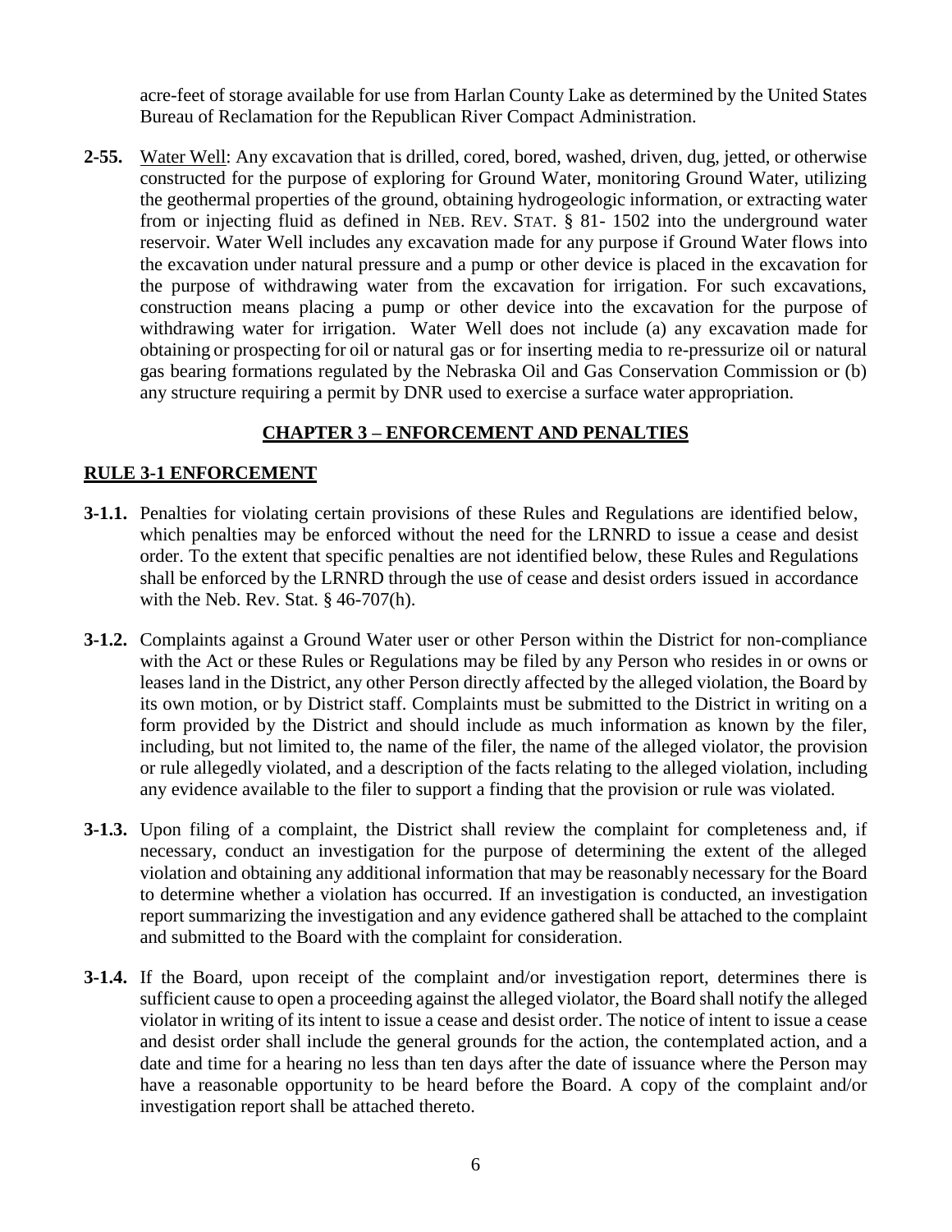acre-feet of storage available for use from Harlan County Lake as determined by the United States Bureau of Reclamation for the Republican River Compact Administration.

**2-55.** Water Well: Any excavation that is drilled, cored, bored, washed, driven, dug, jetted, or otherwise constructed for the purpose of exploring for Ground Water, monitoring Ground Water, utilizing the geothermal properties of the ground, obtaining hydrogeologic information, or extracting water from or injecting fluid as defined in NEB. REV. STAT. § 81- 1502 into the underground water reservoir. Water Well includes any excavation made for any purpose if Ground Water flows into the excavation under natural pressure and a pump or other device is placed in the excavation for the purpose of withdrawing water from the excavation for irrigation. For such excavations, construction means placing a pump or other device into the excavation for the purpose of withdrawing water for irrigation. Water Well does not include (a) any excavation made for obtaining or prospecting for oil or natural gas or for inserting media to re-pressurize oil or natural gas bearing formations regulated by the Nebraska Oil and Gas Conservation Commission or (b) any structure requiring a permit by DNR used to exercise a surface water appropriation.

## CHAPTER 3 – ENFORCEMENT AND PENALTIES

### RULE 3-1 ENFORCEMENT

**3-1.1.** Penalties for violating certain provisions of these Rules and Regulations are identified below, which penalties may be enforced without the need for the LRNRD to issue a cease and desist order. To the extent that specific penalties are not identified below, these Rules and Regulations shall be enforced by the LRNRD through the use of cease and desist orders issued in accordance with the Neb. Rev. Stat. § 46-707(h).

**3-1.2.** Complaints against a Ground Water user or other Person within the District for non-compliance with the Act or these Rules or Regulations may be filed by any Person who resides in or owns or leases land in the District, any other Person directly affected by the alleged violation, the Board by its own motion, or by District staff. Complaints must be submitted to the District in writing on a form provided by the District and should include as much information as known by the filer, including, but not limited to, the name of the filer, the name of the alleged violator, the provision or rule allegedly violated, and a description of the facts relating to the alleged violation, including any evidence available to the filer to support a finding that the provision or rule was violated.

**3-1.3.** Upon filing of a complaint, the District shall review the complaint for completeness and, if necessary, conduct an investigation for the purpose of determining the extent of the alleged violation and obtaining any additional information that may be reasonably necessary for the Board to determine whether a violation has occurred. If an investigation is conducted, an investigation report summarizing the investigation and any evidence gathered shall be attached to the complaint and submitted to the Board with the complaint for consideration.

**3-1.4.** If the Board, upon receipt of the complaint and/or investigation report, determines there is sufficient cause to open a proceeding against the alleged violator, the Board shall notify the alleged violator in writing of its intent to issue a cease and desist order. The notice of intent to issue a cease and desist order shall include the general grounds for the action, the contemplated action, and a date and time for a hearing no less than ten days after the date of issuance where the Person may have a reasonable opportunity to be heard before the Board. A copy of the complaint and/or investigation report shall be attached thereto.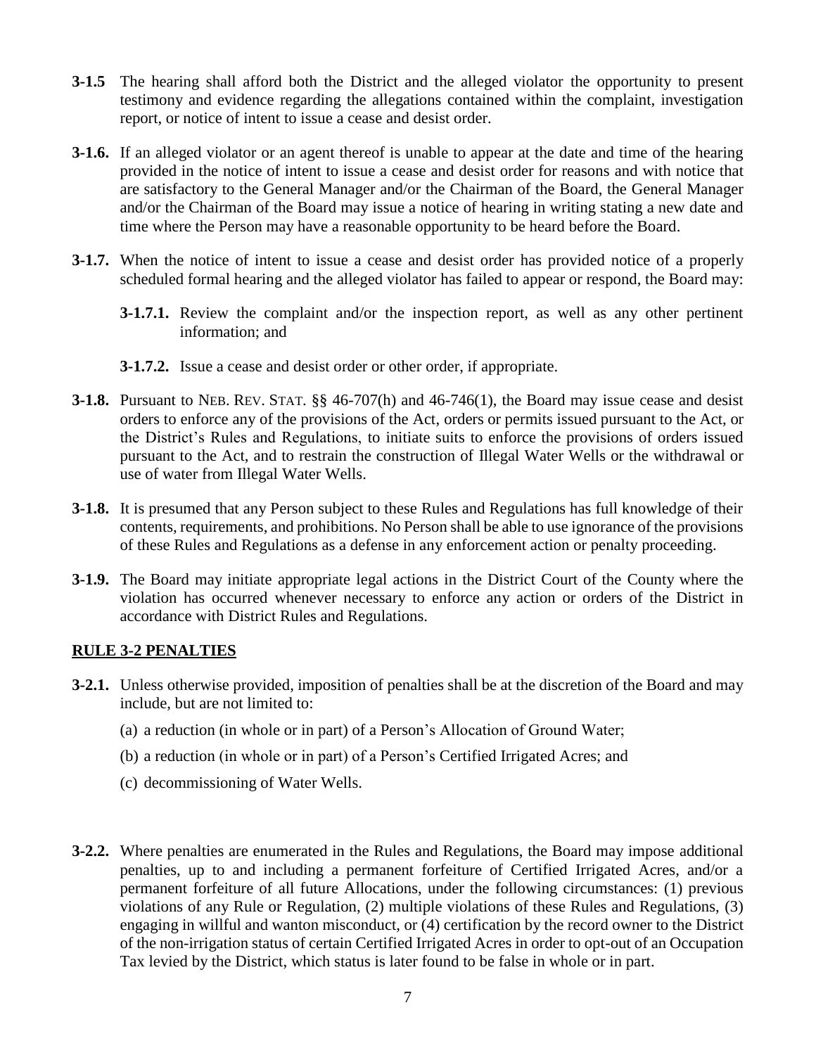**3-1.5** The hearing shall afford both the District and the alleged violator the opportunity to present testimony and evidence regarding the allegations contained within the complaint, investigation report, or notice of intent to issue a cease and desist order.

**3-1.6.** If an alleged violator or an agent thereof is unable to appear at the date and time of the hearing provided in the notice of intent to issue a cease and desist order for reasons and with notice that are satisfactory to the General Manager and/or the Chairman of the Board, the General Manager and/or the Chairman of the Board may issue a notice of hearing in writing stating a new date and time where the Person may have a reasonable opportunity to be heard before the Board.

**3-1.7.** When the notice of intent to issue a cease and desist order has provided notice of a properly scheduled formal hearing and the alleged violator has failed to appear or respond, the Board may:

**3-1.7.1.** Review the complaint and/or the inspection report, as well as any other pertinent information; and

**3-1.7.2.** Issue a cease and desist order or other order, if appropriate.

**3-1.8.** Pursuant to NEB. REV. STAT. §§ 46-707(h) and 46-746(1), the Board may issue cease and desist orders to enforce any of the provisions of the Act, orders or permits issued pursuant to the Act, or the District's Rules and Regulations, to initiate suits to enforce the provisions of orders issued pursuant to the Act, and to restrain the construction of Illegal Water Wells or the withdrawal or use of water from Illegal Water Wells.

**3-1.8.** It is presumed that any Person subject to these Rules and Regulations has full knowledge of their contents, requirements, and prohibitions. No Person shall be able to use ignorance of the provisions of these Rules and Regulations as a defense in any enforcement action or penalty proceeding.

**3-1.9.** The Board may initiate appropriate legal actions in the District Court of the County where the violation has occurred whenever necessary to enforce any action or orders of the District in accordance with District Rules and Regulations.

## RULE 3-2 PENALTIES

**3-2.1.** Unless otherwise provided, imposition of penalties shall be at the discretion of the Board and may include, but are not limited to:

(a) a reduction (in whole or in part) of a Person's Allocation of Ground Water;

(b) a reduction (in whole or in part) of a Person's Certified Irrigated Acres; and

(c) decommissioning of Water Wells.

**3-2.2.** Where penalties are enumerated in the Rules and Regulations, the Board may impose additional penalties, up to and including a permanent forfeiture of Certified Irrigated Acres, and/or a permanent forfeiture of all future Allocations, under the following circumstances: (1) previous violations of any Rule or Regulation, (2) multiple violations of these Rules and Regulations, (3) engaging in willful and wanton misconduct, or (4) certification by the record owner to the District of the non-irrigation status of certain Certified Irrigated Acres in order to opt-out of an Occupation Tax levied by the District, which status is later found to be false in whole or in part.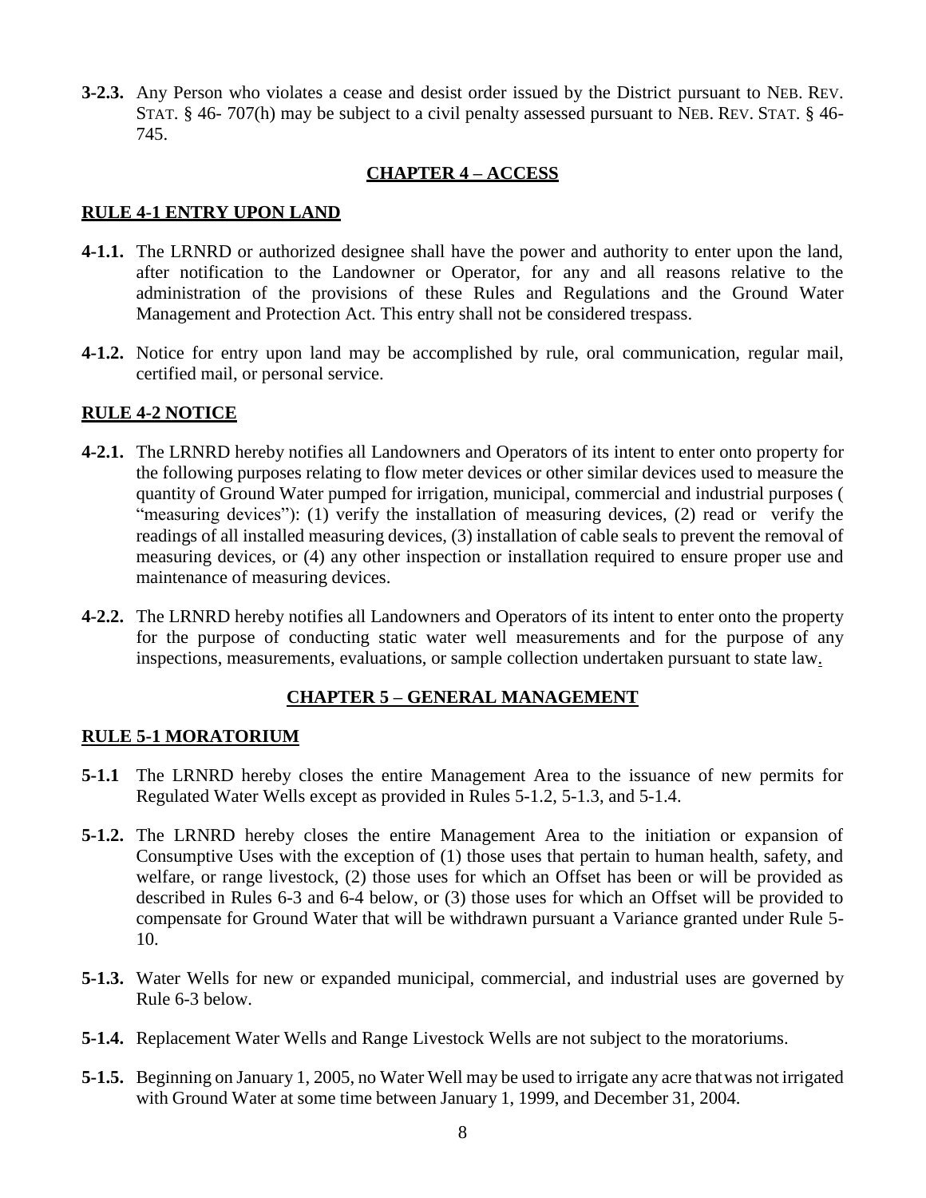**3-2.3.** Any Person who violates a cease and desist order issued by the District pursuant to NEB. REV. STAT. § 46- 707(h) may be subject to a civil penalty assessed pursuant to NEB. REV. STAT. § 46-745.

## CHAPTER 4 – ACCESS

### RULE 4-1 ENTRY UPON LAND

**4-1.1.** The LRNRD or authorized designee shall have the power and authority to enter upon the land, after notification to the Landowner or Operator, for any and all reasons relative to the administration of the provisions of these Rules and Regulations and the Ground Water Management and Protection Act. This entry shall not be considered trespass.

**4-1.2.** Notice for entry upon land may be accomplished by rule, oral communication, regular mail, certified mail, or personal service.

### RULE 4-2 NOTICE

**4-2.1.** The LRNRD hereby notifies all Landowners and Operators of its intent to enter onto property for the following purposes relating to flow meter devices or other similar devices used to measure the quantity of Ground Water pumped for irrigation, municipal, commercial and industrial purposes ( "measuring devices"): (1) verify the installation of measuring devices, (2) read or verify the readings of all installed measuring devices, (3) installation of cable seals to prevent the removal of measuring devices, or (4) any other inspection or installation required to ensure proper use and maintenance of measuring devices.

**4-2.2.** The LRNRD hereby notifies all Landowners and Operators of its intent to enter onto the property for the purpose of conducting static water well measurements and for the purpose of any inspections, measurements, evaluations, or sample collection undertaken pursuant to state law.

## CHAPTER 5 – GENERAL MANAGEMENT

### RULE 5-1 MORATORIUM

**5-1.1** The LRNRD hereby closes the entire Management Area to the issuance of new permits for Regulated Water Wells except as provided in Rules 5-1.2, 5-1.3, and 5-1.4.

**5-1.2.** The LRNRD hereby closes the entire Management Area to the initiation or expansion of Consumptive Uses with the exception of (1) those uses that pertain to human health, safety, and welfare, or range livestock, (2) those uses for which an Offset has been or will be provided as described in Rules 6-3 and 6-4 below, or (3) those uses for which an Offset will be provided to compensate for Ground Water that will be withdrawn pursuant a Variance granted under Rule 5-10.

**5-1.3.** Water Wells for new or expanded municipal, commercial, and industrial uses are governed by Rule 6-3 below.

**5-1.4.** Replacement Water Wells and Range Livestock Wells are not subject to the moratoriums.

**5-1.5.** Beginning on January 1, 2005, no Water Well may be used to irrigate any acre that was not irrigated with Ground Water at some time between January 1, 1999, and December 31, 2004.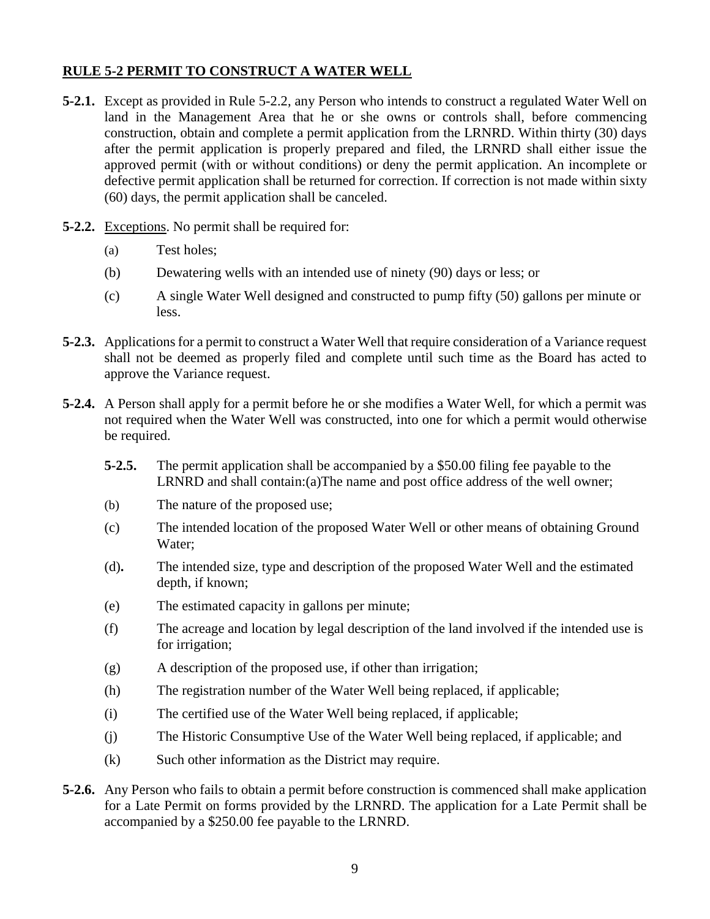## RULE 5-2 PERMIT TO CONSTRUCT A WATER WELL

**5-2.1.** Except as provided in Rule 5-2.2, any Person who intends to construct a regulated Water Well on land in the Management Area that he or she owns or controls shall, before commencing construction, obtain and complete a permit application from the LRNRD. Within thirty (30) days after the permit application is properly prepared and filed, the LRNRD shall either issue the approved permit (with or without conditions) or deny the permit application. An incomplete or defective permit application shall be returned for correction. If correction is not made within sixty (60) days, the permit application shall be canceled.

**5-2.2.** Exceptions. No permit shall be required for:

(a) Test holes;

(b) Dewatering wells with an intended use of ninety (90) days or less; or

(c) A single Water Well designed and constructed to pump fifty (50) gallons per minute or less.

**5-2.3.** Applications for a permit to construct a Water Well that require consideration of a Variance request shall not be deemed as properly filed and complete until such time as the Board has acted to approve the Variance request.

**5-2.4.** A Person shall apply for a permit before he or she modifies a Water Well, for which a permit was not required when the Water Well was constructed, into one for which a permit would otherwise be required.

**5-2.5.** The permit application shall be accompanied by a $50.00 filing fee payable to the LRNRD and shall contain:(a)The name and post office address of the well owner;

(b) The nature of the proposed use;

(c) The intended location of the proposed Water Well or other means of obtaining Ground Water;

(d)**.** The intended size, type and description of the proposed Water Well and the estimated depth, if known;

(e) The estimated capacity in gallons per minute;

(f) The acreage and location by legal description of the land involved if the intended use is for irrigation;

(g) A description of the proposed use, if other than irrigation;

(h) The registration number of the Water Well being replaced, if applicable;

(i) The certified use of the Water Well being replaced, if applicable;

(j) The Historic Consumptive Use of the Water Well being replaced, if applicable; and

(k) Such other information as the District may require.

**5-2.6.** Any Person who fails to obtain a permit before construction is commenced shall make application for a Late Permit on forms provided by the LRNRD. The application for a Late Permit shall be accompanied by a $250.00 fee payable to the LRNRD.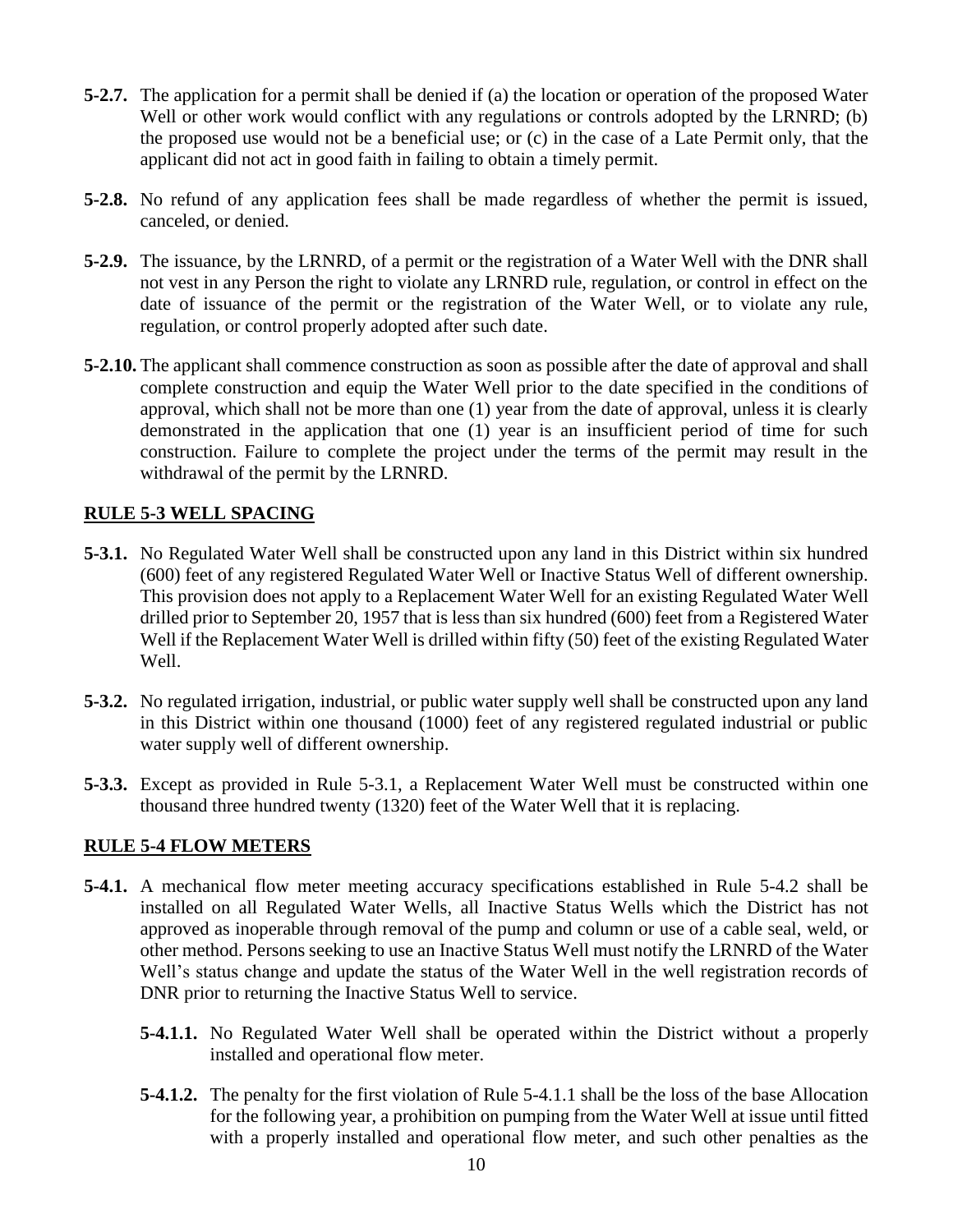**5-2.7.** The application for a permit shall be denied if (a) the location or operation of the proposed Water Well or other work would conflict with any regulations or controls adopted by the LRNRD; (b) the proposed use would not be a beneficial use; or (c) in the case of a Late Permit only, that the applicant did not act in good faith in failing to obtain a timely permit.

**5-2.8.** No refund of any application fees shall be made regardless of whether the permit is issued, canceled, or denied.

**5-2.9.** The issuance, by the LRNRD, of a permit or the registration of a Water Well with the DNR shall not vest in any Person the right to violate any LRNRD rule, regulation, or control in effect on the date of issuance of the permit or the registration of the Water Well, or to violate any rule, regulation, or control properly adopted after such date.

**5-2.10.** The applicant shall commence construction as soon as possible after the date of approval and shall complete construction and equip the Water Well prior to the date specified in the conditions of approval, which shall not be more than one (1) year from the date of approval, unless it is clearly demonstrated in the application that one (1) year is an insufficient period of time for such construction. Failure to complete the project under the terms of the permit may result in the withdrawal of the permit by the LRNRD.

## RULE 5-3 WELL SPACING

**5-3.1.** No Regulated Water Well shall be constructed upon any land in this District within six hundred (600) feet of any registered Regulated Water Well or Inactive Status Well of different ownership. This provision does not apply to a Replacement Water Well for an existing Regulated Water Well drilled prior to September 20, 1957 that is less than six hundred (600) feet from a Registered Water Well if the Replacement Water Well is drilled within fifty (50) feet of the existing Regulated Water Well.

**5-3.2.** No regulated irrigation, industrial, or public water supply well shall be constructed upon any land in this District within one thousand (1000) feet of any registered regulated industrial or public water supply well of different ownership.

**5-3.3.** Except as provided in Rule 5-3.1, a Replacement Water Well must be constructed within one thousand three hundred twenty (1320) feet of the Water Well that it is replacing.

## RULE 5-4 FLOW METERS

**5-4.1.** A mechanical flow meter meeting accuracy specifications established in Rule 5-4.2 shall be installed on all Regulated Water Wells, all Inactive Status Wells which the District has not approved as inoperable through removal of the pump and column or use of a cable seal, weld, or other method. Persons seeking to use an Inactive Status Well must notify the LRNRD of the Water Well's status change and update the status of the Water Well in the well registration records of DNR prior to returning the Inactive Status Well to service.

**5-4.1.1.** No Regulated Water Well shall be operated within the District without a properly installed and operational flow meter.

**5-4.1.2.** The penalty for the first violation of Rule 5-4.1.1 shall be the loss of the base Allocation for the following year, a prohibition on pumping from the Water Well at issue until fitted with a properly installed and operational flow meter, and such other penalties as the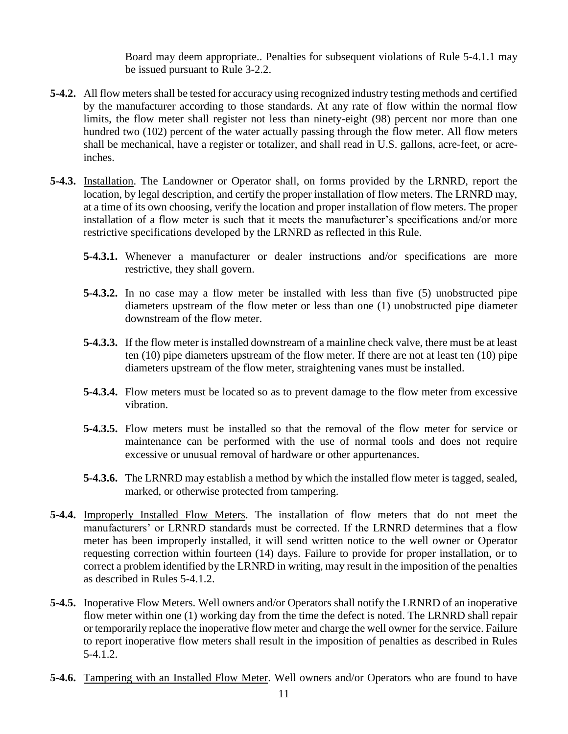Board may deem appropriate.. Penalties for subsequent violations of Rule 5-4.1.1 may be issued pursuant to Rule 3-2.2.

**5-4.2.** All flow meters shall be tested for accuracy using recognized industry testing methods and certified by the manufacturer according to those standards. At any rate of flow within the normal flow limits, the flow meter shall register not less than ninety-eight (98) percent nor more than one hundred two (102) percent of the water actually passing through the flow meter. All flow meters shall be mechanical, have a register or totalizer, and shall read in U.S. gallons, acre-feet, or acre-inches.

**5-4.3.** Installation. The Landowner or Operator shall, on forms provided by the LRNRD, report the location, by legal description, and certify the proper installation of flow meters. The LRNRD may, at a time of its own choosing, verify the location and proper installation of flow meters. The proper installation of a flow meter is such that it meets the manufacturer's specifications and/or more restrictive specifications developed by the LRNRD as reflected in this Rule.

- **5-4.3.1.** Whenever a manufacturer or dealer instructions and/or specifications are more restrictive, they shall govern.

- **5-4.3.2.** In no case may a flow meter be installed with less than five (5) unobstructed pipe diameters upstream of the flow meter or less than one (1) unobstructed pipe diameter downstream of the flow meter.

- **5-4.3.3.** If the flow meter is installed downstream of a mainline check valve, there must be at least ten (10) pipe diameters upstream of the flow meter. If there are not at least ten (10) pipe diameters upstream of the flow meter, straightening vanes must be installed.

- **5-4.3.4.** Flow meters must be located so as to prevent damage to the flow meter from excessive vibration.

- **5-4.3.5.** Flow meters must be installed so that the removal of the flow meter for service or maintenance can be performed with the use of normal tools and does not require excessive or unusual removal of hardware or other appurtenances.

- **5-4.3.6.** The LRNRD may establish a method by which the installed flow meter is tagged, sealed, marked, or otherwise protected from tampering.

**5-4.4.** Improperly Installed Flow Meters. The installation of flow meters that do not meet the manufacturers' or LRNRD standards must be corrected. If the LRNRD determines that a flow meter has been improperly installed, it will send written notice to the well owner or Operator requesting correction within fourteen (14) days. Failure to provide for proper installation, or to correct a problem identified by the LRNRD in writing, may result in the imposition of the penalties as described in Rules 5-4.1.2.

**5-4.5.** Inoperative Flow Meters. Well owners and/or Operators shall notify the LRNRD of an inoperative flow meter within one (1) working day from the time the defect is noted. The LRNRD shall repair or temporarily replace the inoperative flow meter and charge the well owner for the service. Failure to report inoperative flow meters shall result in the imposition of penalties as described in Rules 5-4.1.2.

**5-4.6.** Tampering with an Installed Flow Meter. Well owners and/or Operators who are found to have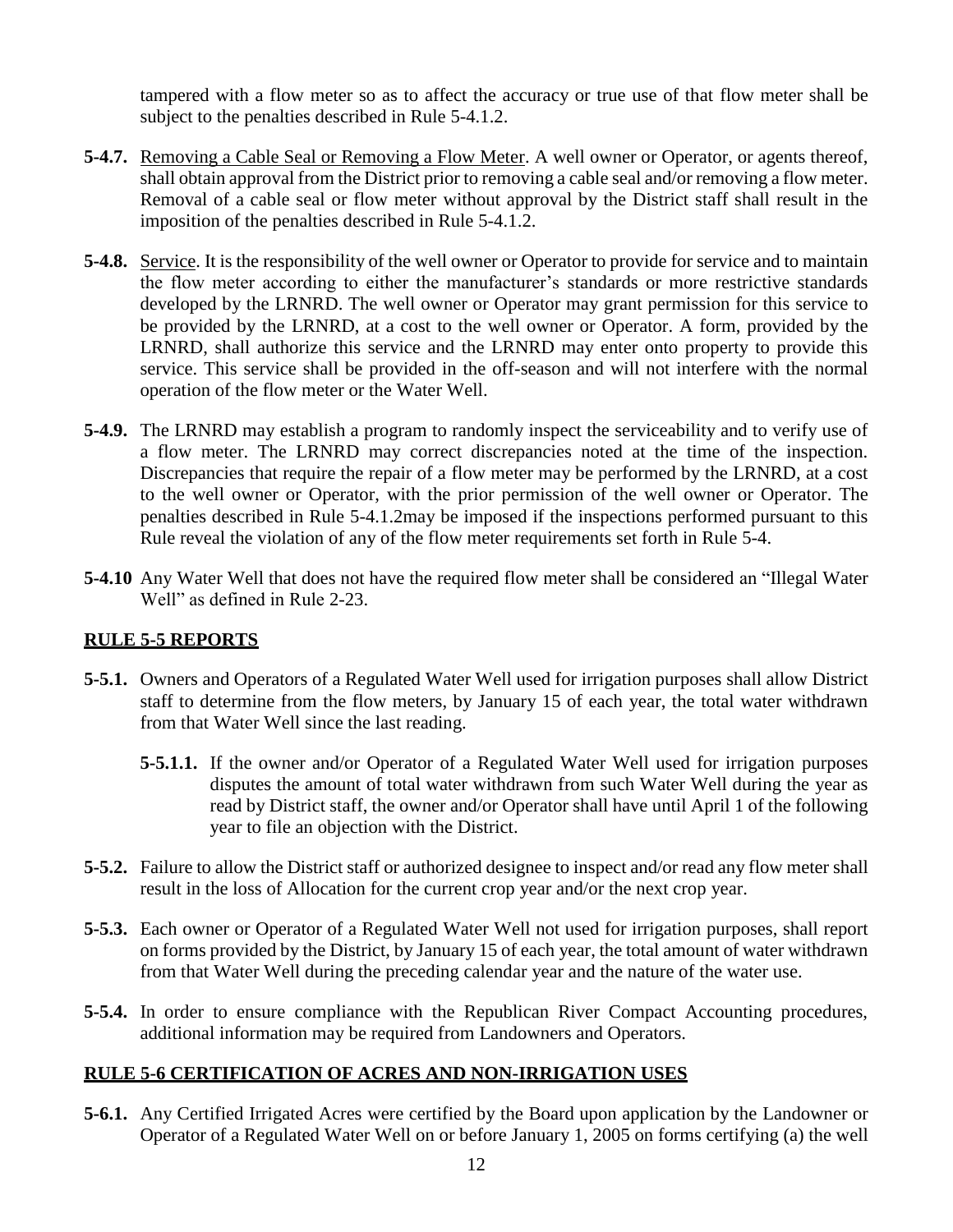tampered with a flow meter so as to affect the accuracy or true use of that flow meter shall be subject to the penalties described in Rule 5-4.1.2.

**5-4.7.** Removing a Cable Seal or Removing a Flow Meter. A well owner or Operator, or agents thereof, shall obtain approval from the District prior to removing a cable seal and/or removing a flow meter. Removal of a cable seal or flow meter without approval by the District staff shall result in the imposition of the penalties described in Rule 5-4.1.2.

**5-4.8.** Service. It is the responsibility of the well owner or Operator to provide for service and to maintain the flow meter according to either the manufacturer's standards or more restrictive standards developed by the LRNRD. The well owner or Operator may grant permission for this service to be provided by the LRNRD, at a cost to the well owner or Operator. A form, provided by the LRNRD, shall authorize this service and the LRNRD may enter onto property to provide this service. This service shall be provided in the off-season and will not interfere with the normal operation of the flow meter or the Water Well.

**5-4.9.** The LRNRD may establish a program to randomly inspect the serviceability and to verify use of a flow meter. The LRNRD may correct discrepancies noted at the time of the inspection. Discrepancies that require the repair of a flow meter may be performed by the LRNRD, at a cost to the well owner or Operator, with the prior permission of the well owner or Operator. The penalties described in Rule 5-4.1.2may be imposed if the inspections performed pursuant to this Rule reveal the violation of any of the flow meter requirements set forth in Rule 5-4.

**5-4.10** Any Water Well that does not have the required flow meter shall be considered an "Illegal Water Well" as defined in Rule 2-23.

## RULE 5-5 REPORTS

**5-5.1.** Owners and Operators of a Regulated Water Well used for irrigation purposes shall allow District staff to determine from the flow meters, by January 15 of each year, the total water withdrawn from that Water Well since the last reading.

> **5-5.1.1.** If the owner and/or Operator of a Regulated Water Well used for irrigation purposes disputes the amount of total water withdrawn from such Water Well during the year as read by District staff, the owner and/or Operator shall have until April 1 of the following year to file an objection with the District.

**5-5.2.** Failure to allow the District staff or authorized designee to inspect and/or read any flow meter shall result in the loss of Allocation for the current crop year and/or the next crop year.

**5-5.3.** Each owner or Operator of a Regulated Water Well not used for irrigation purposes, shall report on forms provided by the District, by January 15 of each year, the total amount of water withdrawn from that Water Well during the preceding calendar year and the nature of the water use.

**5-5.4.** In order to ensure compliance with the Republican River Compact Accounting procedures, additional information may be required from Landowners and Operators.

## RULE 5-6 CERTIFICATION OF ACRES AND NON-IRRIGATION USES

**5-6.1.** Any Certified Irrigated Acres were certified by the Board upon application by the Landowner or Operator of a Regulated Water Well on or before January 1, 2005 on forms certifying (a) the well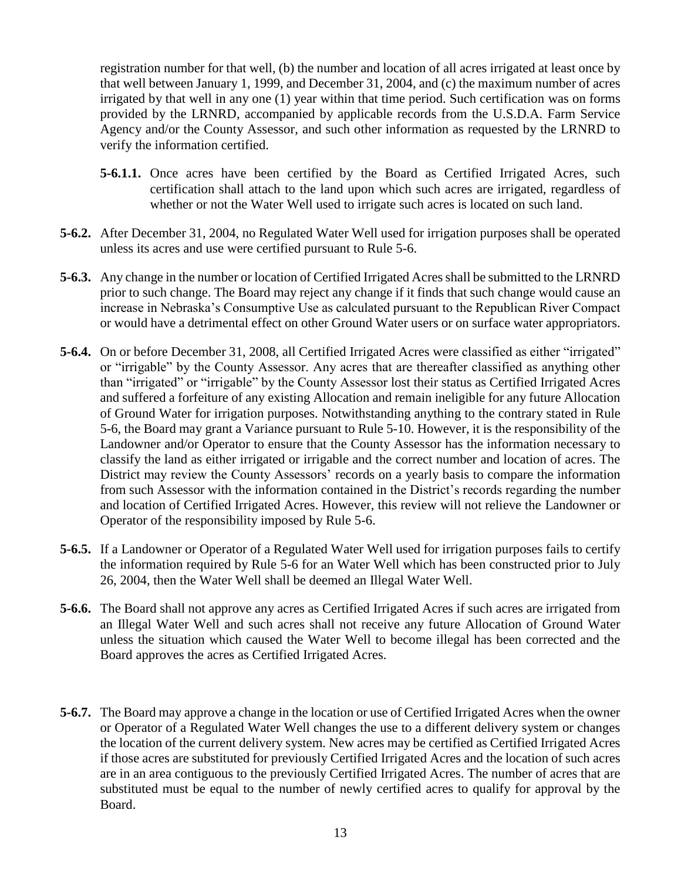registration number for that well, (b) the number and location of all acres irrigated at least once by that well between January 1, 1999, and December 31, 2004, and (c) the maximum number of acres irrigated by that well in any one (1) year within that time period. Such certification was on forms provided by the LRNRD, accompanied by applicable records from the U.S.D.A. Farm Service Agency and/or the County Assessor, and such other information as requested by the LRNRD to verify the information certified.

**5-6.1.1.** Once acres have been certified by the Board as Certified Irrigated Acres, such certification shall attach to the land upon which such acres are irrigated, regardless of whether or not the Water Well used to irrigate such acres is located on such land.

**5-6.2.** After December 31, 2004, no Regulated Water Well used for irrigation purposes shall be operated unless its acres and use were certified pursuant to Rule 5-6.

**5-6.3.** Any change in the number or location of Certified Irrigated Acres shall be submitted to the LRNRD prior to such change. The Board may reject any change if it finds that such change would cause an increase in Nebraska's Consumptive Use as calculated pursuant to the Republican River Compact or would have a detrimental effect on other Ground Water users or on surface water appropriators.

**5-6.4.** On or before December 31, 2008, all Certified Irrigated Acres were classified as either "irrigated" or "irrigable" by the County Assessor. Any acres that are thereafter classified as anything other than "irrigated" or "irrigable" by the County Assessor lost their status as Certified Irrigated Acres and suffered a forfeiture of any existing Allocation and remain ineligible for any future Allocation of Ground Water for irrigation purposes. Notwithstanding anything to the contrary stated in Rule 5-6, the Board may grant a Variance pursuant to Rule 5-10. However, it is the responsibility of the Landowner and/or Operator to ensure that the County Assessor has the information necessary to classify the land as either irrigated or irrigable and the correct number and location of acres. The District may review the County Assessors' records on a yearly basis to compare the information from such Assessor with the information contained in the District's records regarding the number and location of Certified Irrigated Acres. However, this review will not relieve the Landowner or Operator of the responsibility imposed by Rule 5-6.

**5-6.5.** If a Landowner or Operator of a Regulated Water Well used for irrigation purposes fails to certify the information required by Rule 5-6 for an Water Well which has been constructed prior to July 26, 2004, then the Water Well shall be deemed an Illegal Water Well.

**5-6.6.** The Board shall not approve any acres as Certified Irrigated Acres if such acres are irrigated from an Illegal Water Well and such acres shall not receive any future Allocation of Ground Water unless the situation which caused the Water Well to become illegal has been corrected and the Board approves the acres as Certified Irrigated Acres.

**5-6.7.** The Board may approve a change in the location or use of Certified Irrigated Acres when the owner or Operator of a Regulated Water Well changes the use to a different delivery system or changes the location of the current delivery system. New acres may be certified as Certified Irrigated Acres if those acres are substituted for previously Certified Irrigated Acres and the location of such acres are in an area contiguous to the previously Certified Irrigated Acres. The number of acres that are substituted must be equal to the number of newly certified acres to qualify for approval by the Board.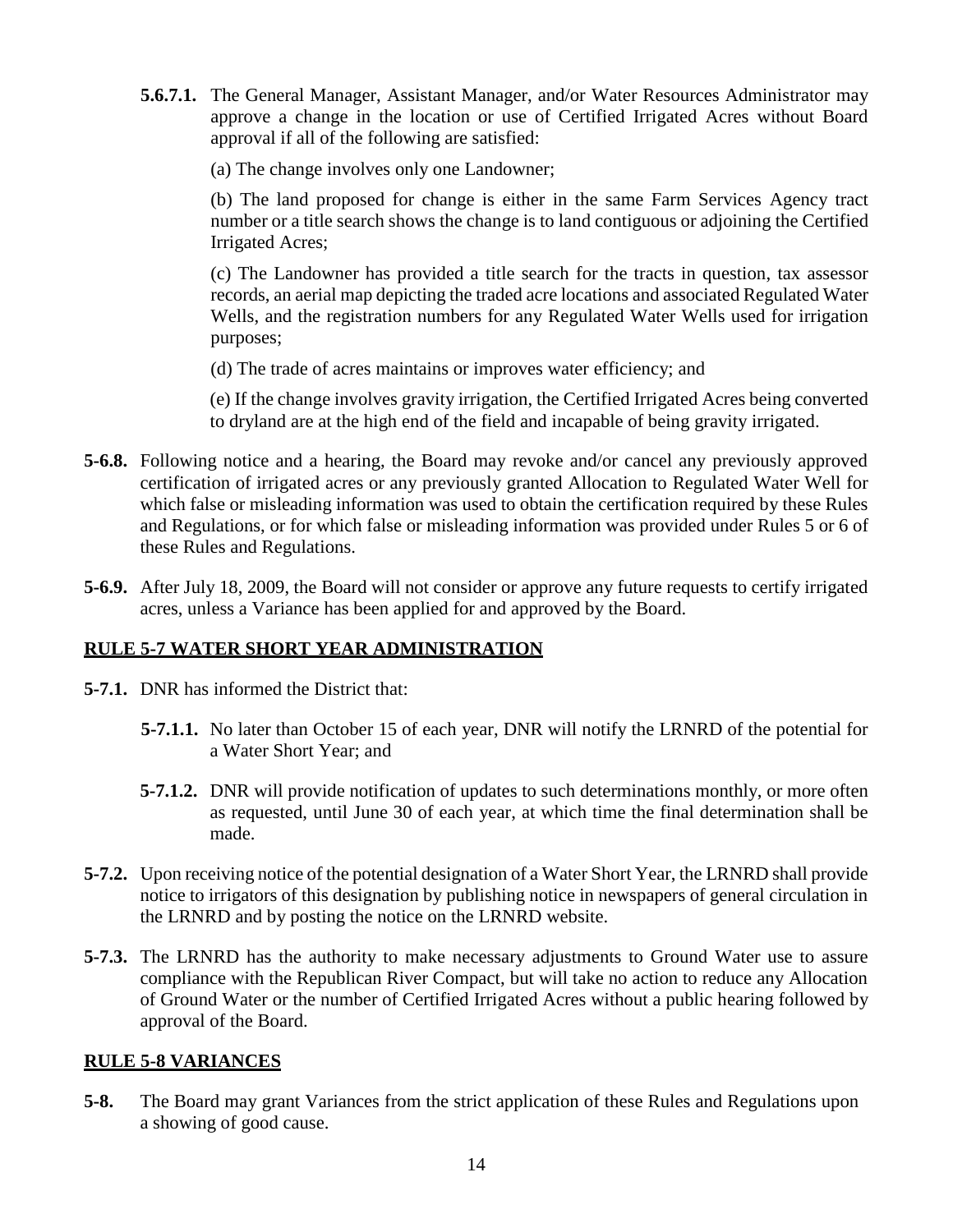**5.6.7.1.** The General Manager, Assistant Manager, and/or Water Resources Administrator may approve a change in the location or use of Certified Irrigated Acres without Board approval if all of the following are satisfied:

(a) The change involves only one Landowner;

(b) The land proposed for change is either in the same Farm Services Agency tract number or a title search shows the change is to land contiguous or adjoining the Certified Irrigated Acres;

(c) The Landowner has provided a title search for the tracts in question, tax assessor records, an aerial map depicting the traded acre locations and associated Regulated Water Wells, and the registration numbers for any Regulated Water Wells used for irrigation purposes;

(d) The trade of acres maintains or improves water efficiency; and

(e) If the change involves gravity irrigation, the Certified Irrigated Acres being converted to dryland are at the high end of the field and incapable of being gravity irrigated.

**5-6.8.** Following notice and a hearing, the Board may revoke and/or cancel any previously approved certification of irrigated acres or any previously granted Allocation to Regulated Water Well for which false or misleading information was used to obtain the certification required by these Rules and Regulations, or for which false or misleading information was provided under Rules 5 or 6 of these Rules and Regulations.

**5-6.9.** After July 18, 2009, the Board will not consider or approve any future requests to certify irrigated acres, unless a Variance has been applied for and approved by the Board.

## RULE 5-7 WATER SHORT YEAR ADMINISTRATION

**5-7.1.** DNR has informed the District that:

**5-7.1.1.** No later than October 15 of each year, DNR will notify the LRNRD of the potential for a Water Short Year; and

**5-7.1.2.** DNR will provide notification of updates to such determinations monthly, or more often as requested, until June 30 of each year, at which time the final determination shall be made.

**5-7.2.** Upon receiving notice of the potential designation of a Water Short Year, the LRNRD shall provide notice to irrigators of this designation by publishing notice in newspapers of general circulation in the LRNRD and by posting the notice on the LRNRD website.

**5-7.3.** The LRNRD has the authority to make necessary adjustments to Ground Water use to assure compliance with the Republican River Compact, but will take no action to reduce any Allocation of Ground Water or the number of Certified Irrigated Acres without a public hearing followed by approval of the Board.

## RULE 5-8 VARIANCES

**5-8.** The Board may grant Variances from the strict application of these Rules and Regulations upon a showing of good cause.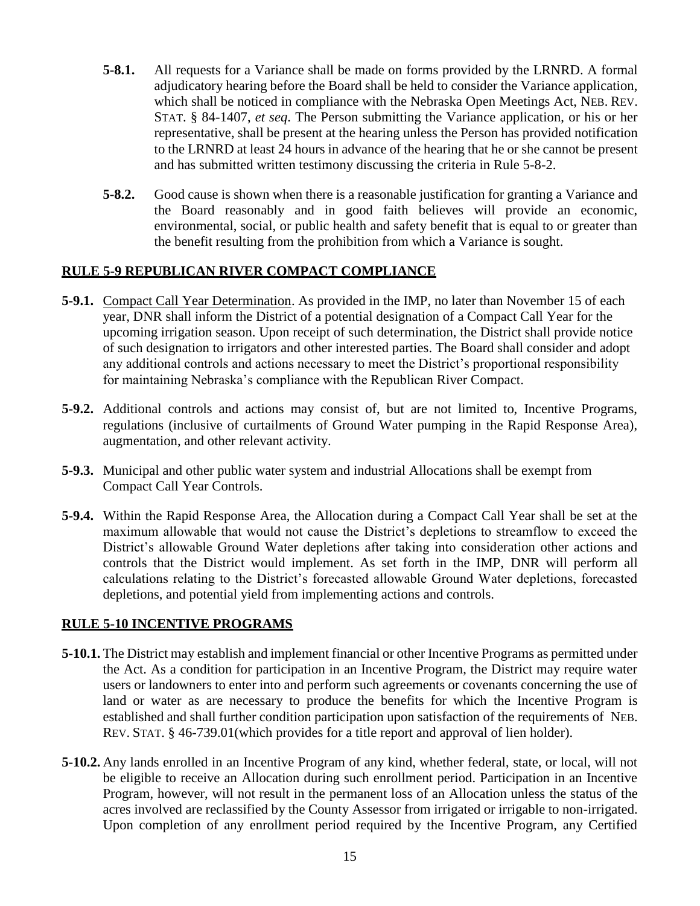**5-8.1.** All requests for a Variance shall be made on forms provided by the LRNRD. A formal adjudicatory hearing before the Board shall be held to consider the Variance application, which shall be noticed in compliance with the Nebraska Open Meetings Act, NEB. REV. STAT. § 84-1407, *et seq*. The Person submitting the Variance application, or his or her representative, shall be present at the hearing unless the Person has provided notification to the LRNRD at least 24 hours in advance of the hearing that he or she cannot be present and has submitted written testimony discussing the criteria in Rule 5-8-2.

**5-8.2.** Good cause is shown when there is a reasonable justification for granting a Variance and the Board reasonably and in good faith believes will provide an economic, environmental, social, or public health and safety benefit that is equal to or greater than the benefit resulting from the prohibition from which a Variance is sought.

## RULE 5-9 REPUBLICAN RIVER COMPACT COMPLIANCE

**5-9.1.** Compact Call Year Determination. As provided in the IMP, no later than November 15 of each year, DNR shall inform the District of a potential designation of a Compact Call Year for the upcoming irrigation season. Upon receipt of such determination, the District shall provide notice of such designation to irrigators and other interested parties. The Board shall consider and adopt any additional controls and actions necessary to meet the District's proportional responsibility for maintaining Nebraska's compliance with the Republican River Compact.

**5-9.2.** Additional controls and actions may consist of, but are not limited to, Incentive Programs, regulations (inclusive of curtailments of Ground Water pumping in the Rapid Response Area), augmentation, and other relevant activity.

**5-9.3.** Municipal and other public water system and industrial Allocations shall be exempt from Compact Call Year Controls.

**5-9.4.** Within the Rapid Response Area, the Allocation during a Compact Call Year shall be set at the maximum allowable that would not cause the District's depletions to streamflow to exceed the District's allowable Ground Water depletions after taking into consideration other actions and controls that the District would implement. As set forth in the IMP, DNR will perform all calculations relating to the District's forecasted allowable Ground Water depletions, forecasted depletions, and potential yield from implementing actions and controls.

## RULE 5-10 INCENTIVE PROGRAMS

**5-10.1.** The District may establish and implement financial or other Incentive Programs as permitted under the Act. As a condition for participation in an Incentive Program, the District may require water users or landowners to enter into and perform such agreements or covenants concerning the use of land or water as are necessary to produce the benefits for which the Incentive Program is established and shall further condition participation upon satisfaction of the requirements of NEB. REV. STAT. § 46-739.01(which provides for a title report and approval of lien holder).

**5-10.2.** Any lands enrolled in an Incentive Program of any kind, whether federal, state, or local, will not be eligible to receive an Allocation during such enrollment period. Participation in an Incentive Program, however, will not result in the permanent loss of an Allocation unless the status of the acres involved are reclassified by the County Assessor from irrigated or irrigable to non-irrigated. Upon completion of any enrollment period required by the Incentive Program, any Certified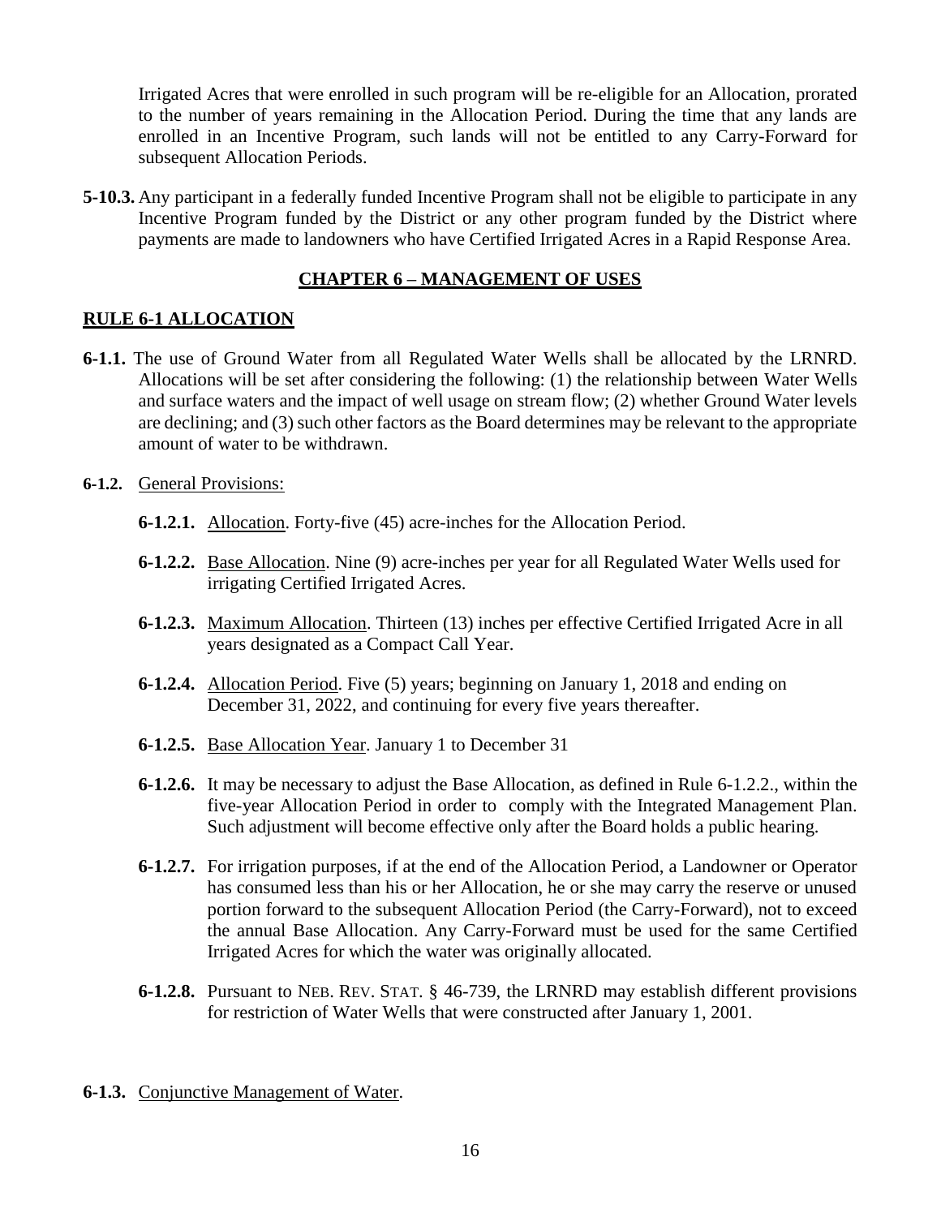Irrigated Acres that were enrolled in such program will be re-eligible for an Allocation, prorated to the number of years remaining in the Allocation Period. During the time that any lands are enrolled in an Incentive Program, such lands will not be entitled to any Carry-Forward for subsequent Allocation Periods.

**5-10.3.** Any participant in a federally funded Incentive Program shall not be eligible to participate in any Incentive Program funded by the District or any other program funded by the District where payments are made to landowners who have Certified Irrigated Acres in a Rapid Response Area.

## CHAPTER 6 – MANAGEMENT OF USES

### RULE 6-1 ALLOCATION

**6-1.1.** The use of Ground Water from all Regulated Water Wells shall be allocated by the LRNRD. Allocations will be set after considering the following: (1) the relationship between Water Wells and surface waters and the impact of well usage on stream flow; (2) whether Ground Water levels are declining; and (3) such other factors as the Board determines may be relevant to the appropriate amount of water to be withdrawn.

**6-1.2.** General Provisions:

- **6-1.2.1.** Allocation. Forty-five (45) acre-inches for the Allocation Period.
- **6-1.2.2.** Base Allocation. Nine (9) acre-inches per year for all Regulated Water Wells used for irrigating Certified Irrigated Acres.
- **6-1.2.3.** Maximum Allocation. Thirteen (13) inches per effective Certified Irrigated Acre in all years designated as a Compact Call Year.
- **6-1.2.4.** Allocation Period. Five (5) years; beginning on January 1, 2018 and ending on December 31, 2022, and continuing for every five years thereafter.
- **6-1.2.5.** Base Allocation Year. January 1 to December 31
- **6-1.2.6.** It may be necessary to adjust the Base Allocation, as defined in Rule 6-1.2.2., within the five-year Allocation Period in order to comply with the Integrated Management Plan. Such adjustment will become effective only after the Board holds a public hearing.
- **6-1.2.7.** For irrigation purposes, if at the end of the Allocation Period, a Landowner or Operator has consumed less than his or her Allocation, he or she may carry the reserve or unused portion forward to the subsequent Allocation Period (the Carry-Forward), not to exceed the annual Base Allocation. Any Carry-Forward must be used for the same Certified Irrigated Acres for which the water was originally allocated.
- **6-1.2.8.** Pursuant to NEB. REV. STAT. § 46-739, the LRNRD may establish different provisions for restriction of Water Wells that were constructed after January 1, 2001.

**6-1.3.** Conjunctive Management of Water.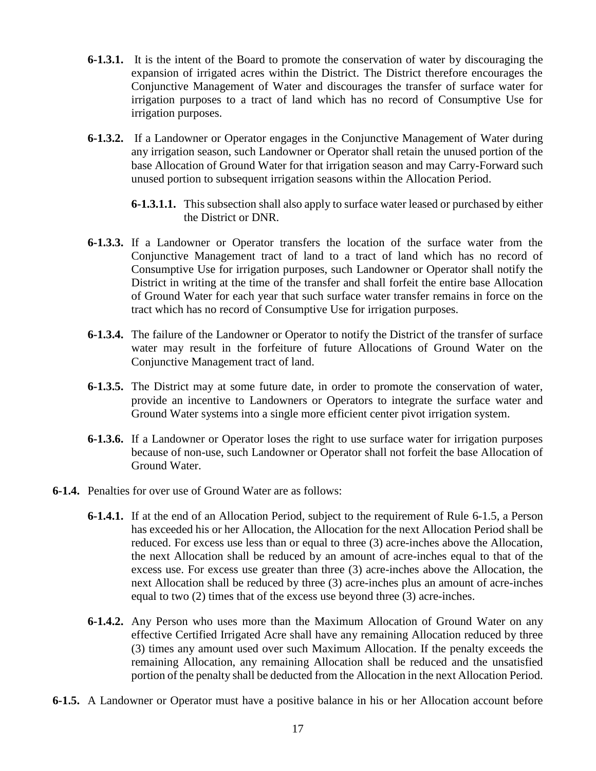**6-1.3.1.** It is the intent of the Board to promote the conservation of water by discouraging the expansion of irrigated acres within the District. The District therefore encourages the Conjunctive Management of Water and discourages the transfer of surface water for irrigation purposes to a tract of land which has no record of Consumptive Use for irrigation purposes.

**6-1.3.2.** If a Landowner or Operator engages in the Conjunctive Management of Water during any irrigation season, such Landowner or Operator shall retain the unused portion of the base Allocation of Ground Water for that irrigation season and may Carry-Forward such unused portion to subsequent irrigation seasons within the Allocation Period.

**6-1.3.1.1.** This subsection shall also apply to surface water leased or purchased by either the District or DNR.

**6-1.3.3.** If a Landowner or Operator transfers the location of the surface water from the Conjunctive Management tract of land to a tract of land which has no record of Consumptive Use for irrigation purposes, such Landowner or Operator shall notify the District in writing at the time of the transfer and shall forfeit the entire base Allocation of Ground Water for each year that such surface water transfer remains in force on the tract which has no record of Consumptive Use for irrigation purposes.

**6-1.3.4.** The failure of the Landowner or Operator to notify the District of the transfer of surface water may result in the forfeiture of future Allocations of Ground Water on the Conjunctive Management tract of land.

**6-1.3.5.** The District may at some future date, in order to promote the conservation of water, provide an incentive to Landowners or Operators to integrate the surface water and Ground Water systems into a single more efficient center pivot irrigation system.

**6-1.3.6.** If a Landowner or Operator loses the right to use surface water for irrigation purposes because of non-use, such Landowner or Operator shall not forfeit the base Allocation of Ground Water.

**6-1.4.** Penalties for over use of Ground Water are as follows:

**6-1.4.1.** If at the end of an Allocation Period, subject to the requirement of Rule 6-1.5, a Person has exceeded his or her Allocation, the Allocation for the next Allocation Period shall be reduced. For excess use less than or equal to three (3) acre-inches above the Allocation, the next Allocation shall be reduced by an amount of acre-inches equal to that of the excess use. For excess use greater than three (3) acre-inches above the Allocation, the next Allocation shall be reduced by three (3) acre-inches plus an amount of acre-inches equal to two (2) times that of the excess use beyond three (3) acre-inches.

**6-1.4.2.** Any Person who uses more than the Maximum Allocation of Ground Water on any effective Certified Irrigated Acre shall have any remaining Allocation reduced by three (3) times any amount used over such Maximum Allocation. If the penalty exceeds the remaining Allocation, any remaining Allocation shall be reduced and the unsatisfied portion of the penalty shall be deducted from the Allocation in the next Allocation Period.

**6-1.5.** A Landowner or Operator must have a positive balance in his or her Allocation account before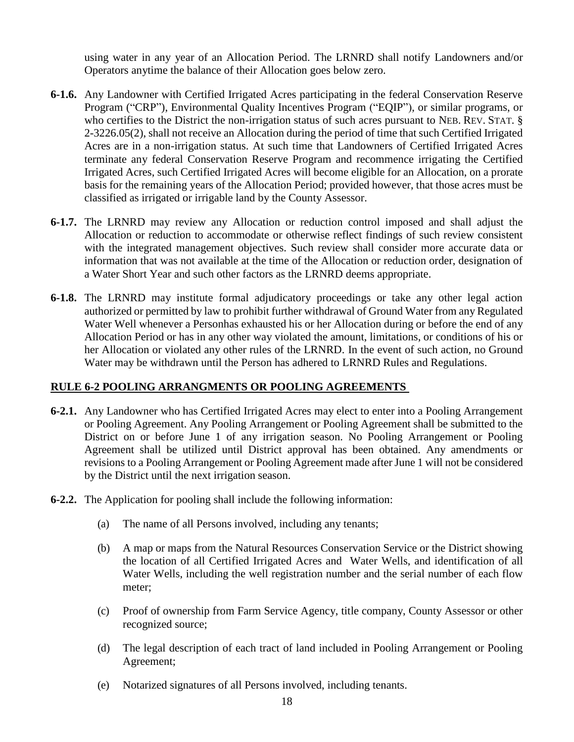using water in any year of an Allocation Period. The LRNRD shall notify Landowners and/or Operators anytime the balance of their Allocation goes below zero.

**6-1.6.** Any Landowner with Certified Irrigated Acres participating in the federal Conservation Reserve Program ("CRP"), Environmental Quality Incentives Program ("EQIP"), or similar programs, or who certifies to the District the non-irrigation status of such acres pursuant to NEB. REV. STAT. § 2-3226.05(2), shall not receive an Allocation during the period of time that such Certified Irrigated Acres are in a non-irrigation status. At such time that Landowners of Certified Irrigated Acres terminate any federal Conservation Reserve Program and recommence irrigating the Certified Irrigated Acres, such Certified Irrigated Acres will become eligible for an Allocation, on a prorate basis for the remaining years of the Allocation Period; provided however, that those acres must be classified as irrigated or irrigable land by the County Assessor.

**6-1.7.** The LRNRD may review any Allocation or reduction control imposed and shall adjust the Allocation or reduction to accommodate or otherwise reflect findings of such review consistent with the integrated management objectives. Such review shall consider more accurate data or information that was not available at the time of the Allocation or reduction order, designation of a Water Short Year and such other factors as the LRNRD deems appropriate.

**6-1.8.** The LRNRD may institute formal adjudicatory proceedings or take any other legal action authorized or permitted by law to prohibit further withdrawal of Ground Water from any Regulated Water Well whenever a Personhas exhausted his or her Allocation during or before the end of any Allocation Period or has in any other way violated the amount, limitations, or conditions of his or her Allocation or violated any other rules of the LRNRD. In the event of such action, no Ground Water may be withdrawn until the Person has adhered to LRNRD Rules and Regulations.

## RULE 6-2 POOLING ARRANGMENTS OR POOLING AGREEMENTS

**6-2.1.** Any Landowner who has Certified Irrigated Acres may elect to enter into a Pooling Arrangement or Pooling Agreement. Any Pooling Arrangement or Pooling Agreement shall be submitted to the District on or before June 1 of any irrigation season. No Pooling Arrangement or Pooling Agreement shall be utilized until District approval has been obtained. Any amendments or revisions to a Pooling Arrangement or Pooling Agreement made after June 1 will not be considered by the District until the next irrigation season.

**6-2.2.** The Application for pooling shall include the following information:

(a) The name of all Persons involved, including any tenants;

(b) A map or maps from the Natural Resources Conservation Service or the District showing the location of all Certified Irrigated Acres and Water Wells, and identification of all Water Wells, including the well registration number and the serial number of each flow meter;

(c) Proof of ownership from Farm Service Agency, title company, County Assessor or other recognized source;

(d) The legal description of each tract of land included in Pooling Arrangement or Pooling Agreement;

(e) Notarized signatures of all Persons involved, including tenants.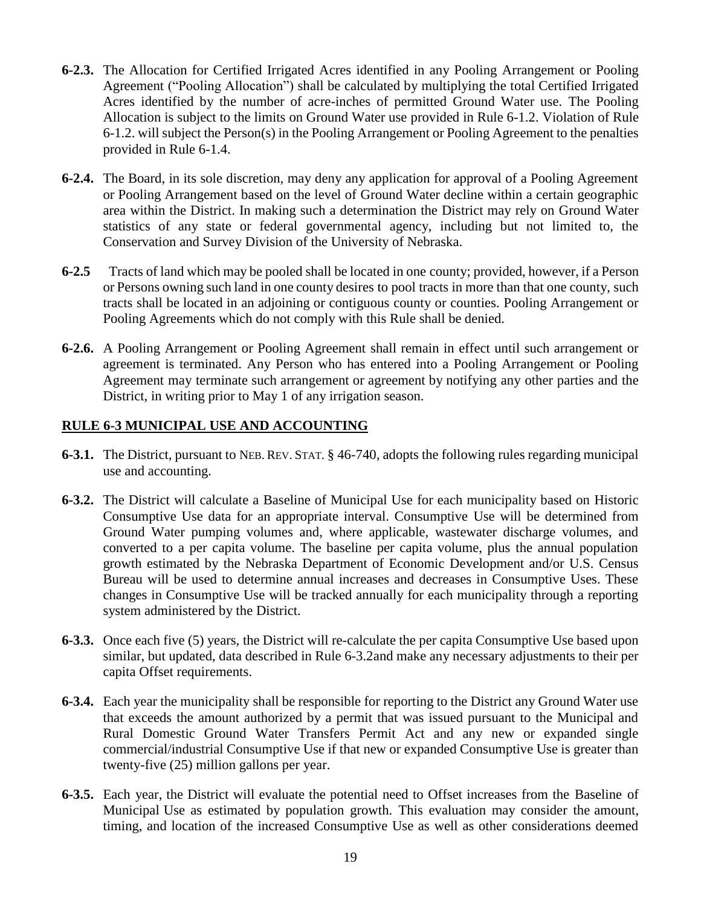**6-2.3.** The Allocation for Certified Irrigated Acres identified in any Pooling Arrangement or Pooling Agreement ("Pooling Allocation") shall be calculated by multiplying the total Certified Irrigated Acres identified by the number of acre-inches of permitted Ground Water use. The Pooling Allocation is subject to the limits on Ground Water use provided in Rule 6-1.2. Violation of Rule 6-1.2. will subject the Person(s) in the Pooling Arrangement or Pooling Agreement to the penalties provided in Rule 6-1.4.

**6-2.4.** The Board, in its sole discretion, may deny any application for approval of a Pooling Agreement or Pooling Arrangement based on the level of Ground Water decline within a certain geographic area within the District. In making such a determination the District may rely on Ground Water statistics of any state or federal governmental agency, including but not limited to, the Conservation and Survey Division of the University of Nebraska.

**6-2.5** Tracts of land which may be pooled shall be located in one county; provided, however, if a Person or Persons owning such land in one county desires to pool tracts in more than that one county, such tracts shall be located in an adjoining or contiguous county or counties. Pooling Arrangement or Pooling Agreements which do not comply with this Rule shall be denied.

**6-2.6.** A Pooling Arrangement or Pooling Agreement shall remain in effect until such arrangement or agreement is terminated. Any Person who has entered into a Pooling Arrangement or Pooling Agreement may terminate such arrangement or agreement by notifying any other parties and the District, in writing prior to May 1 of any irrigation season.

## RULE 6-3 MUNICIPAL USE AND ACCOUNTING

**6-3.1.** The District, pursuant to NEB. REV. STAT. § 46-740, adopts the following rules regarding municipal use and accounting.

**6-3.2.** The District will calculate a Baseline of Municipal Use for each municipality based on Historic Consumptive Use data for an appropriate interval. Consumptive Use will be determined from Ground Water pumping volumes and, where applicable, wastewater discharge volumes, and converted to a per capita volume. The baseline per capita volume, plus the annual population growth estimated by the Nebraska Department of Economic Development and/or U.S. Census Bureau will be used to determine annual increases and decreases in Consumptive Uses. These changes in Consumptive Use will be tracked annually for each municipality through a reporting system administered by the District.

**6-3.3.** Once each five (5) years, the District will re-calculate the per capita Consumptive Use based upon similar, but updated, data described in Rule 6-3.2and make any necessary adjustments to their per capita Offset requirements.

**6-3.4.** Each year the municipality shall be responsible for reporting to the District any Ground Water use that exceeds the amount authorized by a permit that was issued pursuant to the Municipal and Rural Domestic Ground Water Transfers Permit Act and any new or expanded single commercial/industrial Consumptive Use if that new or expanded Consumptive Use is greater than twenty-five (25) million gallons per year.

**6-3.5.** Each year, the District will evaluate the potential need to Offset increases from the Baseline of Municipal Use as estimated by population growth. This evaluation may consider the amount, timing, and location of the increased Consumptive Use as well as other considerations deemed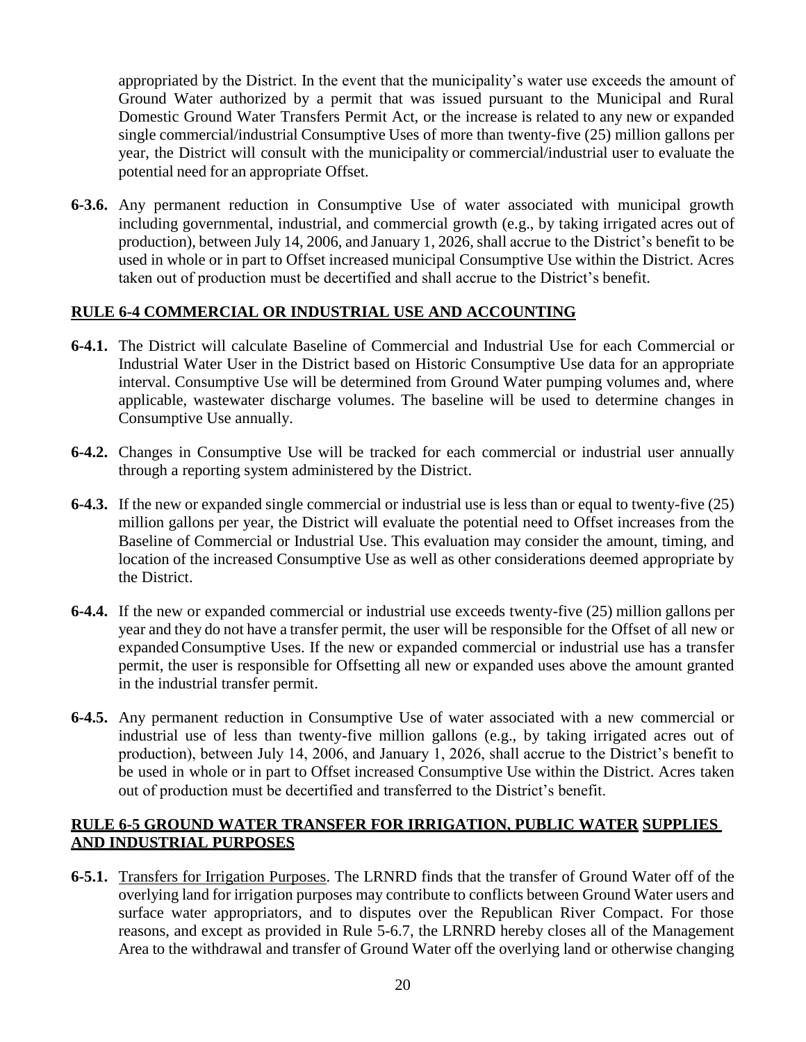appropriated by the District. In the event that the municipality's water use exceeds the amount of Ground Water authorized by a permit that was issued pursuant to the Municipal and Rural Domestic Ground Water Transfers Permit Act, or the increase is related to any new or expanded single commercial/industrial Consumptive Uses of more than twenty-five (25) million gallons per year, the District will consult with the municipality or commercial/industrial user to evaluate the potential need for an appropriate Offset.

**6-3.6.** Any permanent reduction in Consumptive Use of water associated with municipal growth including governmental, industrial, and commercial growth (e.g., by taking irrigated acres out of production), between July 14, 2006, and January 1, 2026, shall accrue to the District's benefit to be used in whole or in part to Offset increased municipal Consumptive Use within the District. Acres taken out of production must be decertified and shall accrue to the District's benefit.

## RULE 6-4 COMMERCIAL OR INDUSTRIAL USE AND ACCOUNTING

**6-4.1.** The District will calculate Baseline of Commercial and Industrial Use for each Commercial or Industrial Water User in the District based on Historic Consumptive Use data for an appropriate interval. Consumptive Use will be determined from Ground Water pumping volumes and, where applicable, wastewater discharge volumes. The baseline will be used to determine changes in Consumptive Use annually.

**6-4.2.** Changes in Consumptive Use will be tracked for each commercial or industrial user annually through a reporting system administered by the District.

**6-4.3.** If the new or expanded single commercial or industrial use is less than or equal to twenty-five (25) million gallons per year, the District will evaluate the potential need to Offset increases from the Baseline of Commercial or Industrial Use. This evaluation may consider the amount, timing, and location of the increased Consumptive Use as well as other considerations deemed appropriate by the District.

**6-4.4.** If the new or expanded commercial or industrial use exceeds twenty-five (25) million gallons per year and they do not have a transfer permit, the user will be responsible for the Offset of all new or expanded Consumptive Uses. If the new or expanded commercial or industrial use has a transfer permit, the user is responsible for Offsetting all new or expanded uses above the amount granted in the industrial transfer permit.

**6-4.5.** Any permanent reduction in Consumptive Use of water associated with a new commercial or industrial use of less than twenty-five million gallons (e.g., by taking irrigated acres out of production), between July 14, 2006, and January 1, 2026, shall accrue to the District's benefit to be used in whole or in part to Offset increased Consumptive Use within the District. Acres taken out of production must be decertified and transferred to the District's benefit.

## RULE 6-5 GROUND WATER TRANSFER FOR IRRIGATION, PUBLIC WATER SUPPLIES AND INDUSTRIAL PURPOSES

**6-5.1.** Transfers for Irrigation Purposes. The LRNRD finds that the transfer of Ground Water off of the overlying land for irrigation purposes may contribute to conflicts between Ground Water users and surface water appropriators, and to disputes over the Republican River Compact. For those reasons, and except as provided in Rule 5-6.7, the LRNRD hereby closes all of the Management Area to the withdrawal and transfer of Ground Water off the overlying land or otherwise changing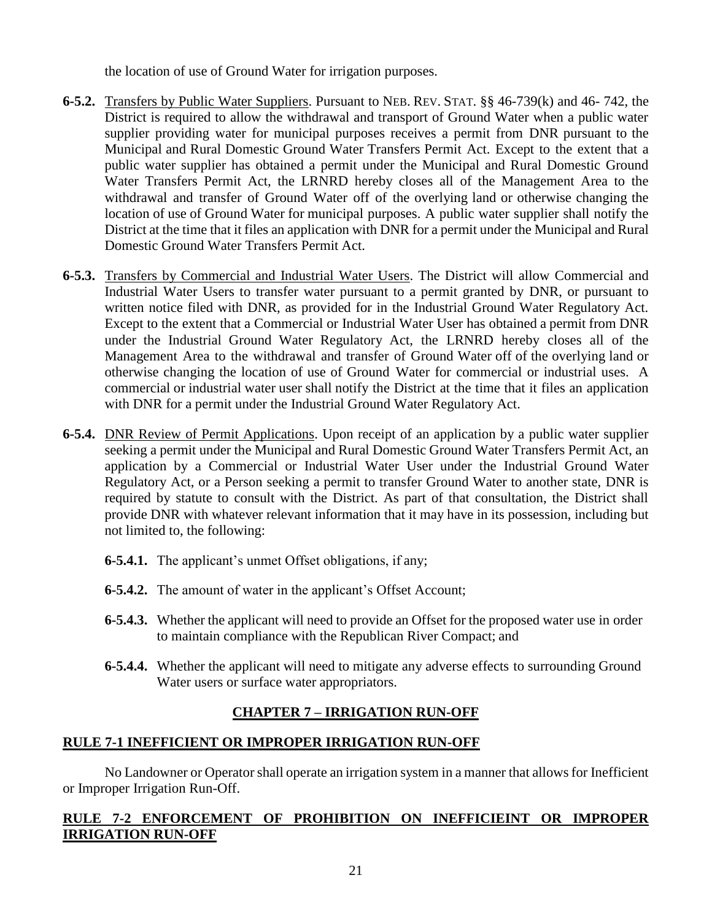the location of use of Ground Water for irrigation purposes.

**6-5.2.** Transfers by Public Water Suppliers. Pursuant to NEB. REV. STAT. §§ 46-739(k) and 46- 742, the District is required to allow the withdrawal and transport of Ground Water when a public water supplier providing water for municipal purposes receives a permit from DNR pursuant to the Municipal and Rural Domestic Ground Water Transfers Permit Act. Except to the extent that a public water supplier has obtained a permit under the Municipal and Rural Domestic Ground Water Transfers Permit Act, the LRNRD hereby closes all of the Management Area to the withdrawal and transfer of Ground Water off of the overlying land or otherwise changing the location of use of Ground Water for municipal purposes. A public water supplier shall notify the District at the time that it files an application with DNR for a permit under the Municipal and Rural Domestic Ground Water Transfers Permit Act.

**6-5.3.** Transfers by Commercial and Industrial Water Users. The District will allow Commercial and Industrial Water Users to transfer water pursuant to a permit granted by DNR, or pursuant to written notice filed with DNR, as provided for in the Industrial Ground Water Regulatory Act. Except to the extent that a Commercial or Industrial Water User has obtained a permit from DNR under the Industrial Ground Water Regulatory Act, the LRNRD hereby closes all of the Management Area to the withdrawal and transfer of Ground Water off of the overlying land or otherwise changing the location of use of Ground Water for commercial or industrial uses. A commercial or industrial water user shall notify the District at the time that it files an application with DNR for a permit under the Industrial Ground Water Regulatory Act.

**6-5.4.** DNR Review of Permit Applications. Upon receipt of an application by a public water supplier seeking a permit under the Municipal and Rural Domestic Ground Water Transfers Permit Act, an application by a Commercial or Industrial Water User under the Industrial Ground Water Regulatory Act, or a Person seeking a permit to transfer Ground Water to another state, DNR is required by statute to consult with the District. As part of that consultation, the District shall provide DNR with whatever relevant information that it may have in its possession, including but not limited to, the following:

- **6-5.4.1.** The applicant's unmet Offset obligations, if any;
- **6-5.4.2.** The amount of water in the applicant's Offset Account;
- **6-5.4.3.** Whether the applicant will need to provide an Offset for the proposed water use in order to maintain compliance with the Republican River Compact; and
- **6-5.4.4.** Whether the applicant will need to mitigate any adverse effects to surrounding Ground Water users or surface water appropriators.

## CHAPTER 7 – IRRIGATION RUN-OFF

### RULE 7-1 INEFFICIENT OR IMPROPER IRRIGATION RUN-OFF

No Landowner or Operator shall operate an irrigation system in a manner that allows for Inefficient or Improper Irrigation Run-Off.

### RULE 7-2 ENFORCEMENT OF PROHIBITION ON INEFFICIEINT OR IMPROPER IRRIGATION RUN-OFF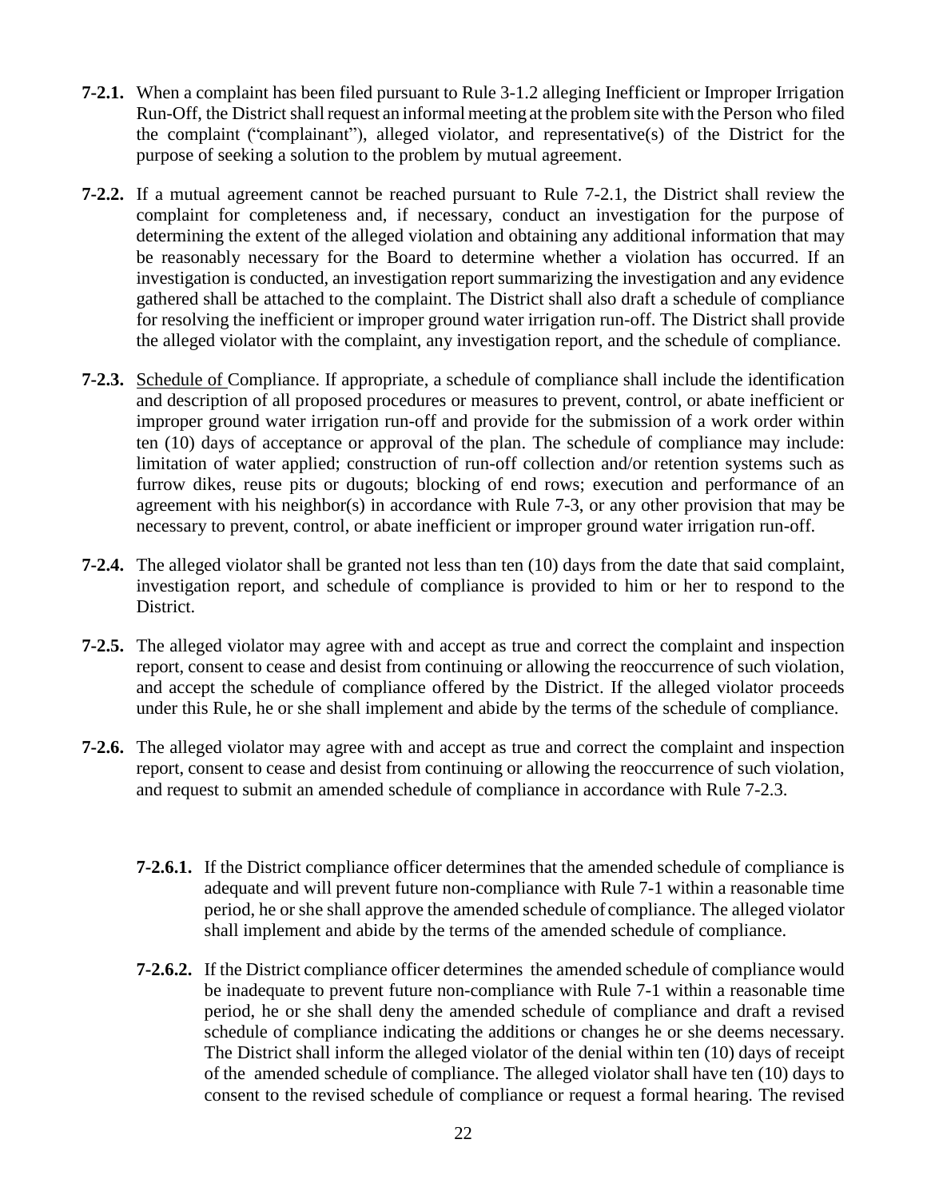**7-2.1.** When a complaint has been filed pursuant to Rule 3-1.2 alleging Inefficient or Improper Irrigation Run-Off, the District shall request an informal meeting at the problem site with the Person who filed the complaint ("complainant"), alleged violator, and representative(s) of the District for the purpose of seeking a solution to the problem by mutual agreement.

**7-2.2.** If a mutual agreement cannot be reached pursuant to Rule 7-2.1, the District shall review the complaint for completeness and, if necessary, conduct an investigation for the purpose of determining the extent of the alleged violation and obtaining any additional information that may be reasonably necessary for the Board to determine whether a violation has occurred. If an investigation is conducted, an investigation report summarizing the investigation and any evidence gathered shall be attached to the complaint. The District shall also draft a schedule of compliance for resolving the inefficient or improper ground water irrigation run-off. The District shall provide the alleged violator with the complaint, any investigation report, and the schedule of compliance.

**7-2.3.** Schedule of Compliance. If appropriate, a schedule of compliance shall include the identification and description of all proposed procedures or measures to prevent, control, or abate inefficient or improper ground water irrigation run-off and provide for the submission of a work order within ten (10) days of acceptance or approval of the plan. The schedule of compliance may include: limitation of water applied; construction of run-off collection and/or retention systems such as furrow dikes, reuse pits or dugouts; blocking of end rows; execution and performance of an agreement with his neighbor(s) in accordance with Rule 7-3, or any other provision that may be necessary to prevent, control, or abate inefficient or improper ground water irrigation run-off.

**7-2.4.** The alleged violator shall be granted not less than ten (10) days from the date that said complaint, investigation report, and schedule of compliance is provided to him or her to respond to the District.

**7-2.5.** The alleged violator may agree with and accept as true and correct the complaint and inspection report, consent to cease and desist from continuing or allowing the reoccurrence of such violation, and accept the schedule of compliance offered by the District. If the alleged violator proceeds under this Rule, he or she shall implement and abide by the terms of the schedule of compliance.

**7-2.6.** The alleged violator may agree with and accept as true and correct the complaint and inspection report, consent to cease and desist from continuing or allowing the reoccurrence of such violation, and request to submit an amended schedule of compliance in accordance with Rule 7-2.3.

> **7-2.6.1.** If the District compliance officer determines that the amended schedule of compliance is adequate and will prevent future non-compliance with Rule 7-1 within a reasonable time period, he or she shall approve the amended schedule of compliance. The alleged violator shall implement and abide by the terms of the amended schedule of compliance.
>
> **7-2.6.2.** If the District compliance officer determines the amended schedule of compliance would be inadequate to prevent future non-compliance with Rule 7-1 within a reasonable time period, he or she shall deny the amended schedule of compliance and draft a revised schedule of compliance indicating the additions or changes he or she deems necessary. The District shall inform the alleged violator of the denial within ten (10) days of receipt of the amended schedule of compliance. The alleged violator shall have ten (10) days to consent to the revised schedule of compliance or request a formal hearing. The revised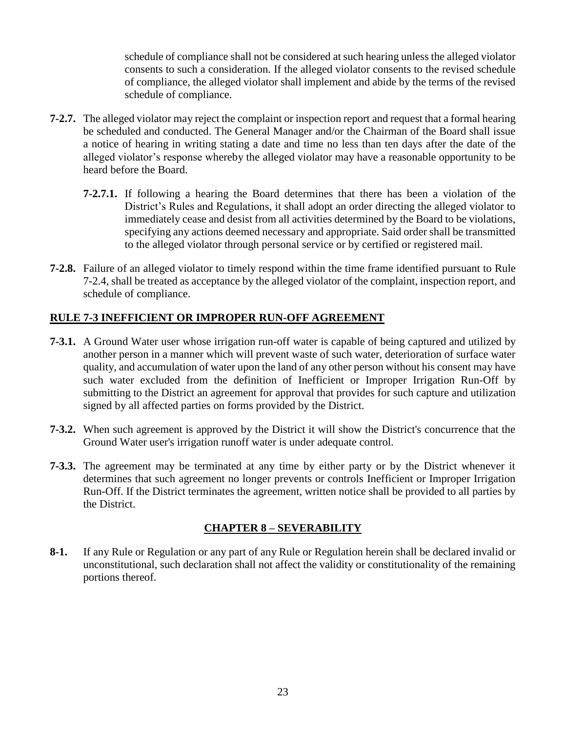schedule of compliance shall not be considered at such hearing unless the alleged violator consents to such a consideration. If the alleged violator consents to the revised schedule of compliance, the alleged violator shall implement and abide by the terms of the revised schedule of compliance.

**7-2.7.** The alleged violator may reject the complaint or inspection report and request that a formal hearing be scheduled and conducted. The General Manager and/or the Chairman of the Board shall issue a notice of hearing in writing stating a date and time no less than ten days after the date of the alleged violator's response whereby the alleged violator may have a reasonable opportunity to be heard before the Board.

**7-2.7.1.** If following a hearing the Board determines that there has been a violation of the District's Rules and Regulations, it shall adopt an order directing the alleged violator to immediately cease and desist from all activities determined by the Board to be violations, specifying any actions deemed necessary and appropriate. Said order shall be transmitted to the alleged violator through personal service or by certified or registered mail.

**7-2.8.** Failure of an alleged violator to timely respond within the time frame identified pursuant to Rule 7-2.4, shall be treated as acceptance by the alleged violator of the complaint, inspection report, and schedule of compliance.

## RULE 7-3 INEFFICIENT OR IMPROPER RUN-OFF AGREEMENT

**7-3.1.** A Ground Water user whose irrigation run-off water is capable of being captured and utilized by another person in a manner which will prevent waste of such water, deterioration of surface water quality, and accumulation of water upon the land of any other person without his consent may have such water excluded from the definition of Inefficient or Improper Irrigation Run-Off by submitting to the District an agreement for approval that provides for such capture and utilization signed by all affected parties on forms provided by the District.

**7-3.2.** When such agreement is approved by the District it will show the District's concurrence that the Ground Water user's irrigation runoff water is under adequate control.

**7-3.3.** The agreement may be terminated at any time by either party or by the District whenever it determines that such agreement no longer prevents or controls Inefficient or Improper Irrigation Run-Off. If the District terminates the agreement, written notice shall be provided to all parties by the District.

## CHAPTER 8 – SEVERABILITY

**8-1.** If any Rule or Regulation or any part of any Rule or Regulation herein shall be declared invalid or unconstitutional, such declaration shall not affect the validity or constitutionality of the remaining portions thereof.